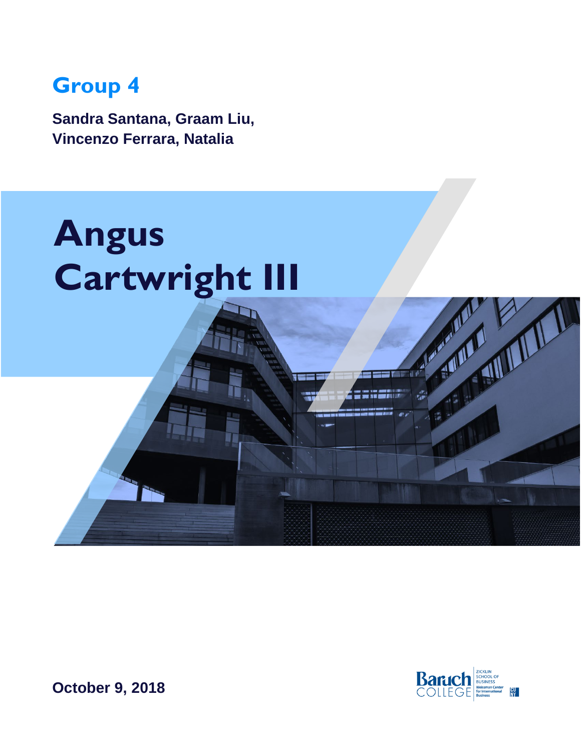## Group 4

**Sandra Santana, Graam Liu, Vincenzo Ferrara, Natalia**

# Angus Cartwright III

**October 9, 2018**

Baruch College | Zicklin School of Business | Weissman Center for International Business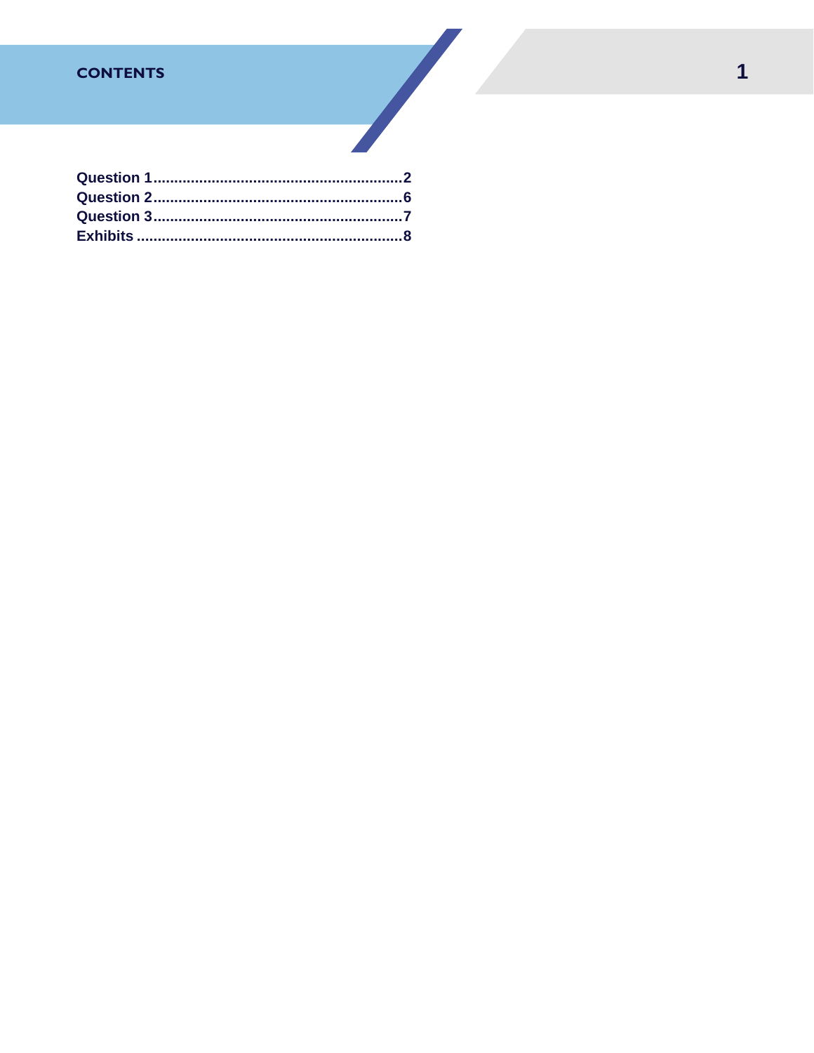# CONTENTS

**Question 1**..........................................................**2**
**Question 2**..........................................................**6**
**Question 3**..........................................................**7**
**Exhibits**..............................................................**8**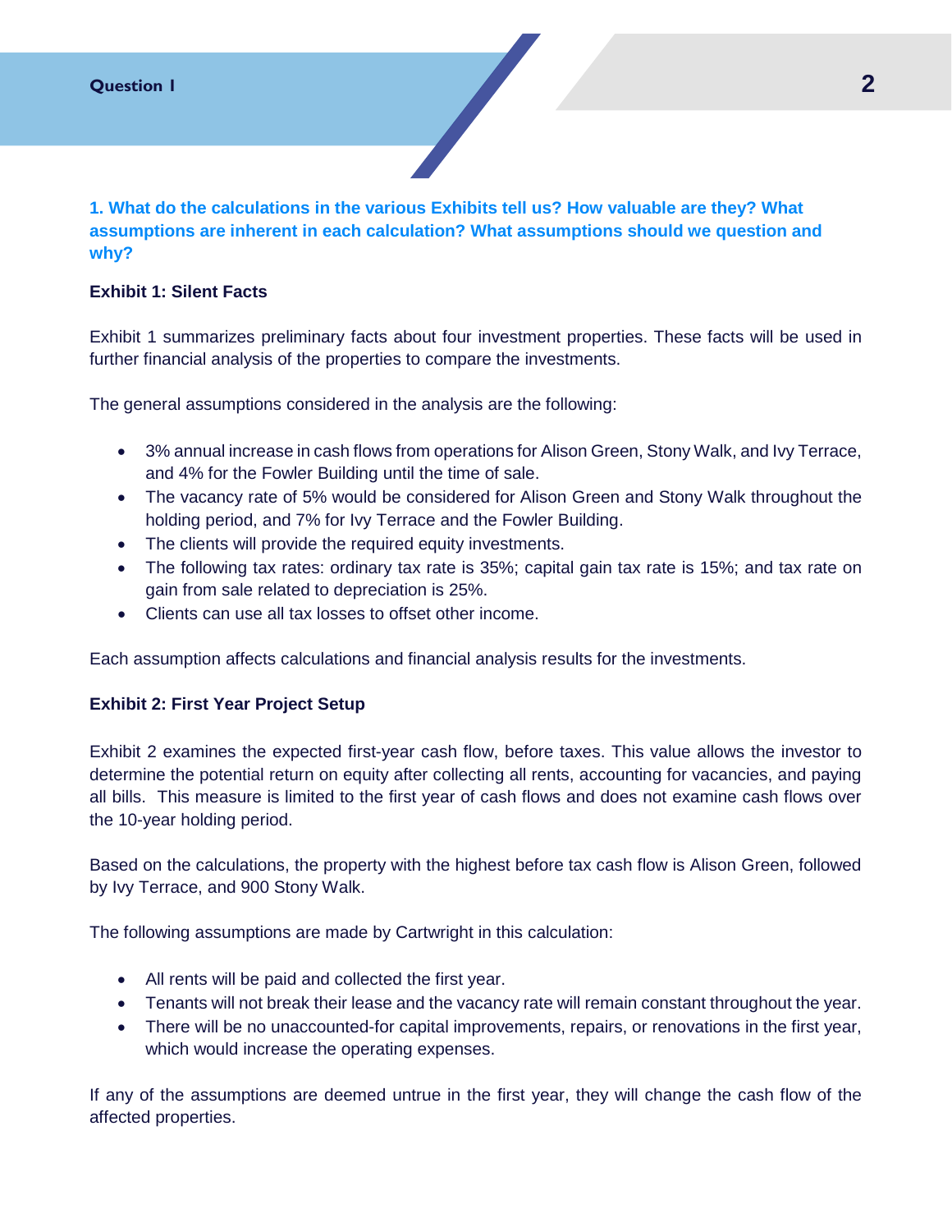**1. What do the calculations in the various Exhibits tell us? How valuable are they? What assumptions are inherent in each calculation? What assumptions should we question and why?**

**Exhibit 1: Silent Facts**

Exhibit 1 summarizes preliminary facts about four investment properties. These facts will be used in further financial analysis of the properties to compare the investments.

The general assumptions considered in the analysis are the following:

- 3% annual increase in cash flows from operations for Alison Green, Stony Walk, and Ivy Terrace, and 4% for the Fowler Building until the time of sale.
- The vacancy rate of 5% would be considered for Alison Green and Stony Walk throughout the holding period, and 7% for Ivy Terrace and the Fowler Building.
- The clients will provide the required equity investments.
- The following tax rates: ordinary tax rate is 35%; capital gain tax rate is 15%; and tax rate on gain from sale related to depreciation is 25%.
- Clients can use all tax losses to offset other income.

Each assumption affects calculations and financial analysis results for the investments.

**Exhibit 2: First Year Project Setup**

Exhibit 2 examines the expected first-year cash flow, before taxes. This value allows the investor to determine the potential return on equity after collecting all rents, accounting for vacancies, and paying all bills. This measure is limited to the first year of cash flows and does not examine cash flows over the 10-year holding period.

Based on the calculations, the property with the highest before tax cash flow is Alison Green, followed by Ivy Terrace, and 900 Stony Walk.

The following assumptions are made by Cartwright in this calculation:

- All rents will be paid and collected the first year.
- Tenants will not break their lease and the vacancy rate will remain constant throughout the year.
- There will be no unaccounted-for capital improvements, repairs, or renovations in the first year, which would increase the operating expenses.

If any of the assumptions are deemed untrue in the first year, they will change the cash flow of the affected properties.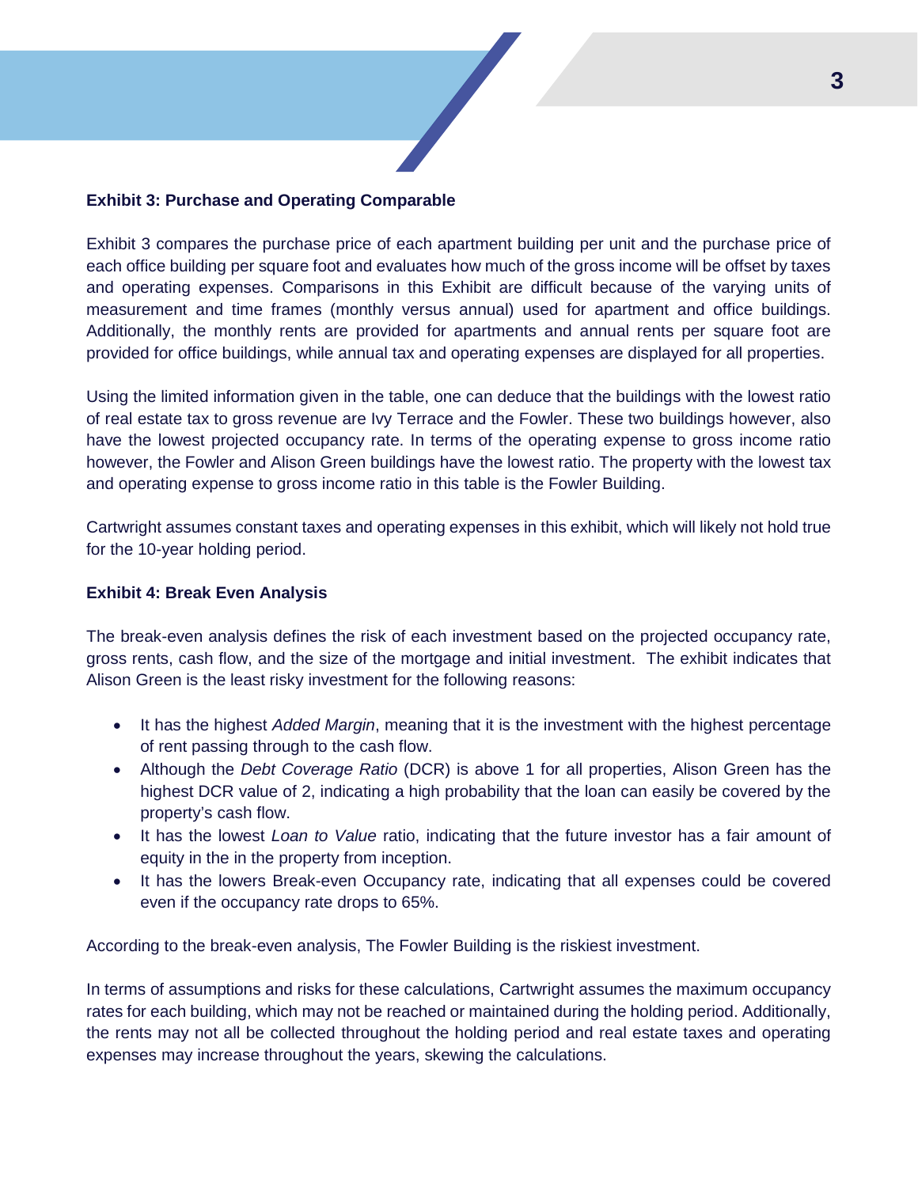**Exhibit 3: Purchase and Operating Comparable**

Exhibit 3 compares the purchase price of each apartment building per unit and the purchase price of each office building per square foot and evaluates how much of the gross income will be offset by taxes and operating expenses. Comparisons in this Exhibit are difficult because of the varying units of measurement and time frames (monthly versus annual) used for apartment and office buildings. Additionally, the monthly rents are provided for apartments and annual rents per square foot are provided for office buildings, while annual tax and operating expenses are displayed for all properties.

Using the limited information given in the table, one can deduce that the buildings with the lowest ratio of real estate tax to gross revenue are Ivy Terrace and the Fowler. These two buildings however, also have the lowest projected occupancy rate. In terms of the operating expense to gross income ratio however, the Fowler and Alison Green buildings have the lowest ratio. The property with the lowest tax and operating expense to gross income ratio in this table is the Fowler Building.

Cartwright assumes constant taxes and operating expenses in this exhibit, which will likely not hold true for the 10-year holding period.

**Exhibit 4: Break Even Analysis**

The break-even analysis defines the risk of each investment based on the projected occupancy rate, gross rents, cash flow, and the size of the mortgage and initial investment. The exhibit indicates that Alison Green is the least risky investment for the following reasons:

- It has the highest *Added Margin*, meaning that it is the investment with the highest percentage of rent passing through to the cash flow.
- Although the *Debt Coverage Ratio* (DCR) is above 1 for all properties, Alison Green has the highest DCR value of 2, indicating a high probability that the loan can easily be covered by the property's cash flow.
- It has the lowest *Loan to Value* ratio, indicating that the future investor has a fair amount of equity in the in the property from inception.
- It has the lowers Break-even Occupancy rate, indicating that all expenses could be covered even if the occupancy rate drops to 65%.

According to the break-even analysis, The Fowler Building is the riskiest investment.

In terms of assumptions and risks for these calculations, Cartwright assumes the maximum occupancy rates for each building, which may not be reached or maintained during the holding period. Additionally, the rents may not all be collected throughout the holding period and real estate taxes and operating expenses may increase throughout the years, skewing the calculations.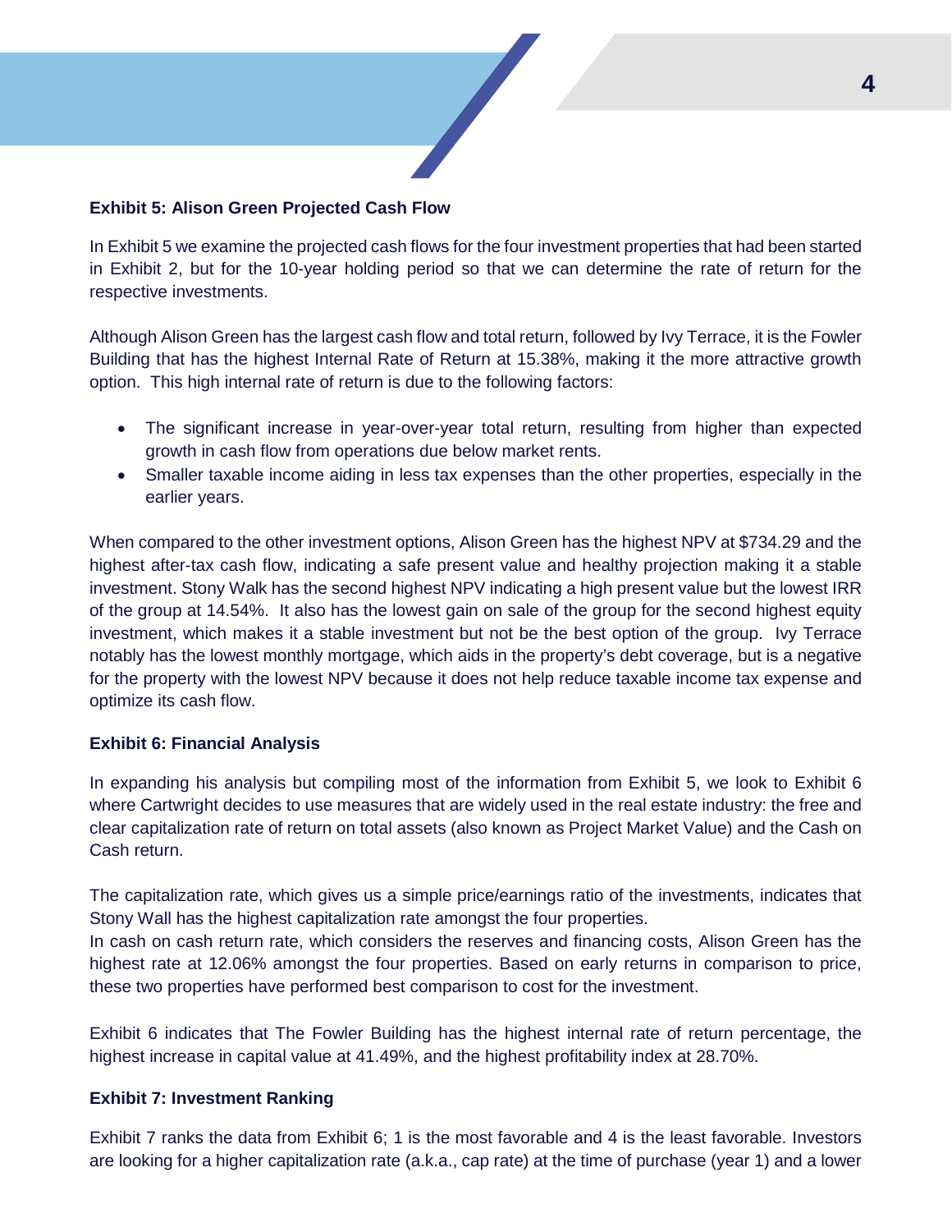**Exhibit 5: Alison Green Projected Cash Flow**

In Exhibit 5 we examine the projected cash flows for the four investment properties that had been started in Exhibit 2, but for the 10-year holding period so that we can determine the rate of return for the respective investments.

Although Alison Green has the largest cash flow and total return, followed by Ivy Terrace, it is the Fowler Building that has the highest Internal Rate of Return at 15.38%, making it the more attractive growth option. This high internal rate of return is due to the following factors:

- The significant increase in year-over-year total return, resulting from higher than expected growth in cash flow from operations due below market rents.
- Smaller taxable income aiding in less tax expenses than the other properties, especially in the earlier years.

When compared to the other investment options, Alison Green has the highest NPV at $734.29 and the highest after-tax cash flow, indicating a safe present value and healthy projection making it a stable investment. Stony Walk has the second highest NPV indicating a high present value but the lowest IRR of the group at 14.54%. It also has the lowest gain on sale of the group for the second highest equity investment, which makes it a stable investment but not be the best option of the group. Ivy Terrace notably has the lowest monthly mortgage, which aids in the property's debt coverage, but is a negative for the property with the lowest NPV because it does not help reduce taxable income tax expense and optimize its cash flow.

**Exhibit 6: Financial Analysis**

In expanding his analysis but compiling most of the information from Exhibit 5, we look to Exhibit 6 where Cartwright decides to use measures that are widely used in the real estate industry: the free and clear capitalization rate of return on total assets (also known as Project Market Value) and the Cash on Cash return.

The capitalization rate, which gives us a simple price/earnings ratio of the investments, indicates that Stony Wall has the highest capitalization rate amongst the four properties.
In cash on cash return rate, which considers the reserves and financing costs, Alison Green has the highest rate at 12.06% amongst the four properties. Based on early returns in comparison to price, these two properties have performed best comparison to cost for the investment.

Exhibit 6 indicates that The Fowler Building has the highest internal rate of return percentage, the highest increase in capital value at 41.49%, and the highest profitability index at 28.70%.

**Exhibit 7: Investment Ranking**

Exhibit 7 ranks the data from Exhibit 6; 1 is the most favorable and 4 is the least favorable. Investors are looking for a higher capitalization rate (a.k.a., cap rate) at the time of purchase (year 1) and a lower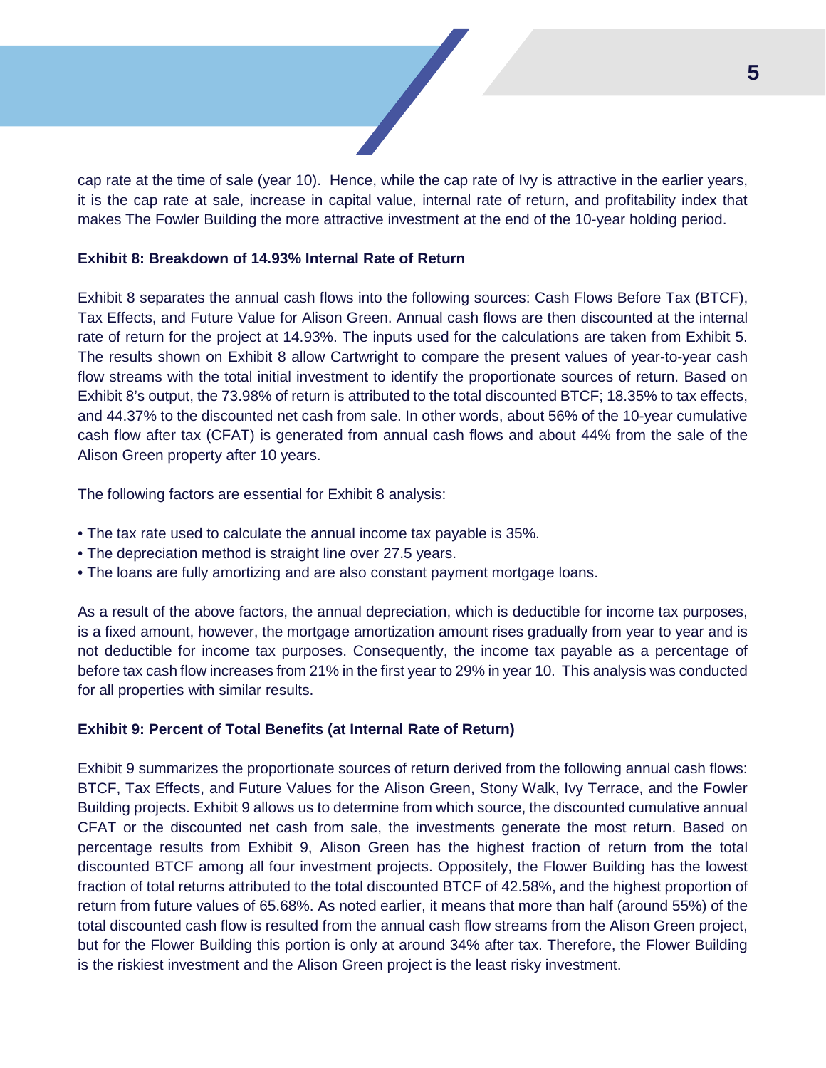cap rate at the time of sale (year 10). Hence, while the cap rate of Ivy is attractive in the earlier years, it is the cap rate at sale, increase in capital value, internal rate of return, and profitability index that makes The Fowler Building the more attractive investment at the end of the 10-year holding period.

**Exhibit 8: Breakdown of 14.93% Internal Rate of Return**

Exhibit 8 separates the annual cash flows into the following sources: Cash Flows Before Tax (BTCF), Tax Effects, and Future Value for Alison Green. Annual cash flows are then discounted at the internal rate of return for the project at 14.93%. The inputs used for the calculations are taken from Exhibit 5. The results shown on Exhibit 8 allow Cartwright to compare the present values of year-to-year cash flow streams with the total initial investment to identify the proportionate sources of return. Based on Exhibit 8's output, the 73.98% of return is attributed to the total discounted BTCF; 18.35% to tax effects, and 44.37% to the discounted net cash from sale. In other words, about 56% of the 10-year cumulative cash flow after tax (CFAT) is generated from annual cash flows and about 44% from the sale of the Alison Green property after 10 years.

The following factors are essential for Exhibit 8 analysis:

- The tax rate used to calculate the annual income tax payable is 35%.
- The depreciation method is straight line over 27.5 years.
- The loans are fully amortizing and are also constant payment mortgage loans.

As a result of the above factors, the annual depreciation, which is deductible for income tax purposes, is a fixed amount, however, the mortgage amortization amount rises gradually from year to year and is not deductible for income tax purposes. Consequently, the income tax payable as a percentage of before tax cash flow increases from 21% in the first year to 29% in year 10. This analysis was conducted for all properties with similar results.

**Exhibit 9: Percent of Total Benefits (at Internal Rate of Return)**

Exhibit 9 summarizes the proportionate sources of return derived from the following annual cash flows: BTCF, Tax Effects, and Future Values for the Alison Green, Stony Walk, Ivy Terrace, and the Fowler Building projects. Exhibit 9 allows us to determine from which source, the discounted cumulative annual CFAT or the discounted net cash from sale, the investments generate the most return. Based on percentage results from Exhibit 9, Alison Green has the highest fraction of return from the total discounted BTCF among all four investment projects. Oppositely, the Flower Building has the lowest fraction of total returns attributed to the total discounted BTCF of 42.58%, and the highest proportion of return from future values of 65.68%. As noted earlier, it means that more than half (around 55%) of the total discounted cash flow is resulted from the annual cash flow streams from the Alison Green project, but for the Flower Building this portion is only at around 34% after tax. Therefore, the Flower Building is the riskiest investment and the Alison Green project is the least risky investment.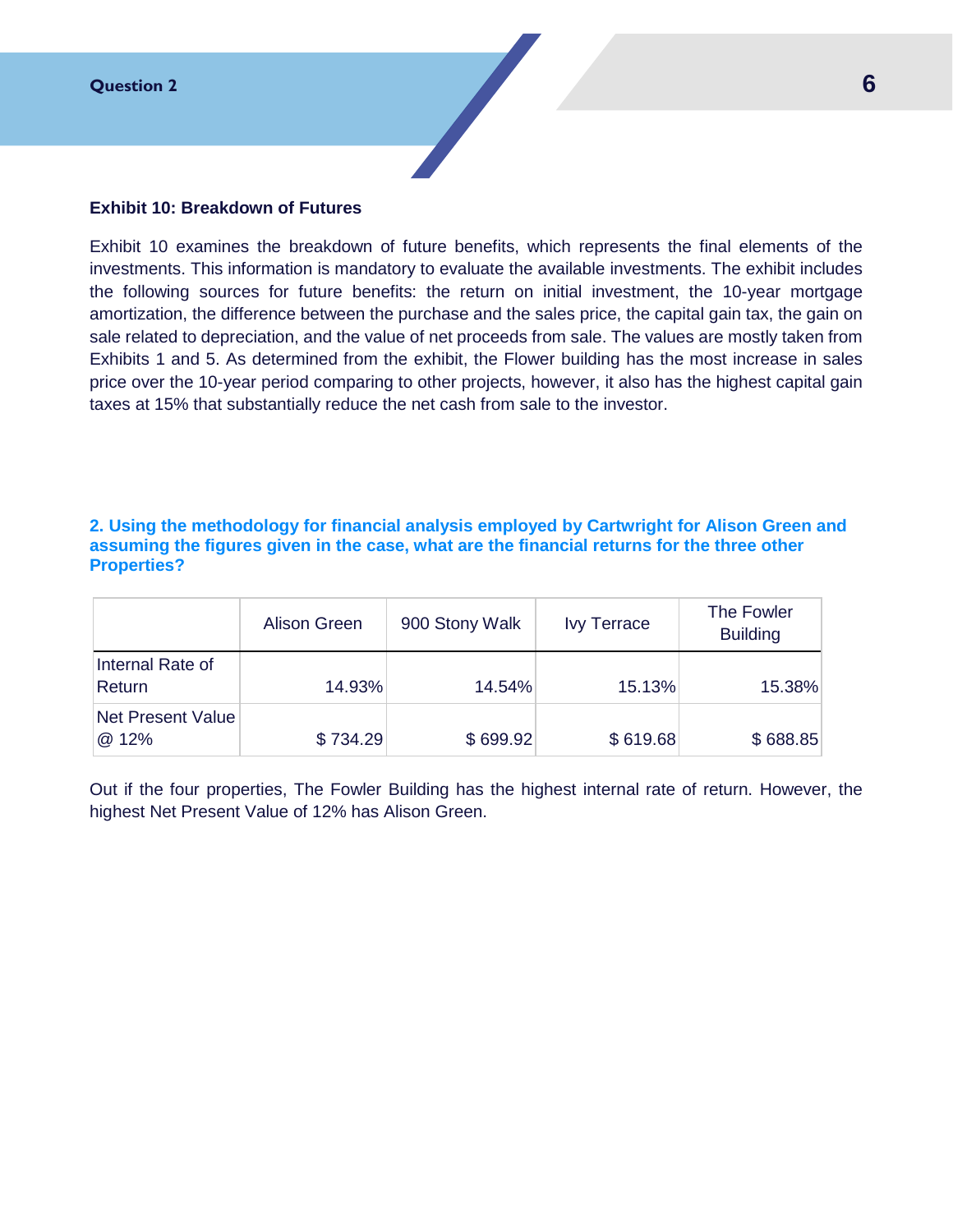### Exhibit 10: Breakdown of Futures

Exhibit 10 examines the breakdown of future benefits, which represents the final elements of the investments. This information is mandatory to evaluate the available investments. The exhibit includes the following sources for future benefits: the return on initial investment, the 10-year mortgage amortization, the difference between the purchase and the sales price, the capital gain tax, the gain on sale related to depreciation, and the value of net proceeds from sale. The values are mostly taken from Exhibits 1 and 5. As determined from the exhibit, the Flower building has the most increase in sales price over the 10-year period comparing to other projects, however, it also has the highest capital gain taxes at 15% that substantially reduce the net cash from sale to the investor.

**2. Using the methodology for financial analysis employed by Cartwright for Alison Green and assuming the figures given in the case, what are the financial returns for the three other Properties?**

| | Alison Green | 900 Stony Walk | Ivy Terrace | The Fowler Building |
|---|---|---|---|---|
| Internal Rate of Return | 14.93% | 14.54% | 15.13% | 15.38% |
| Net Present Value @ 12% | $ 734.29 | $ 699.92 | $ 619.68 | $ 688.85 |

Out if the four properties, The Fowler Building has the highest internal rate of return. However, the highest Net Present Value of 12% has Alison Green.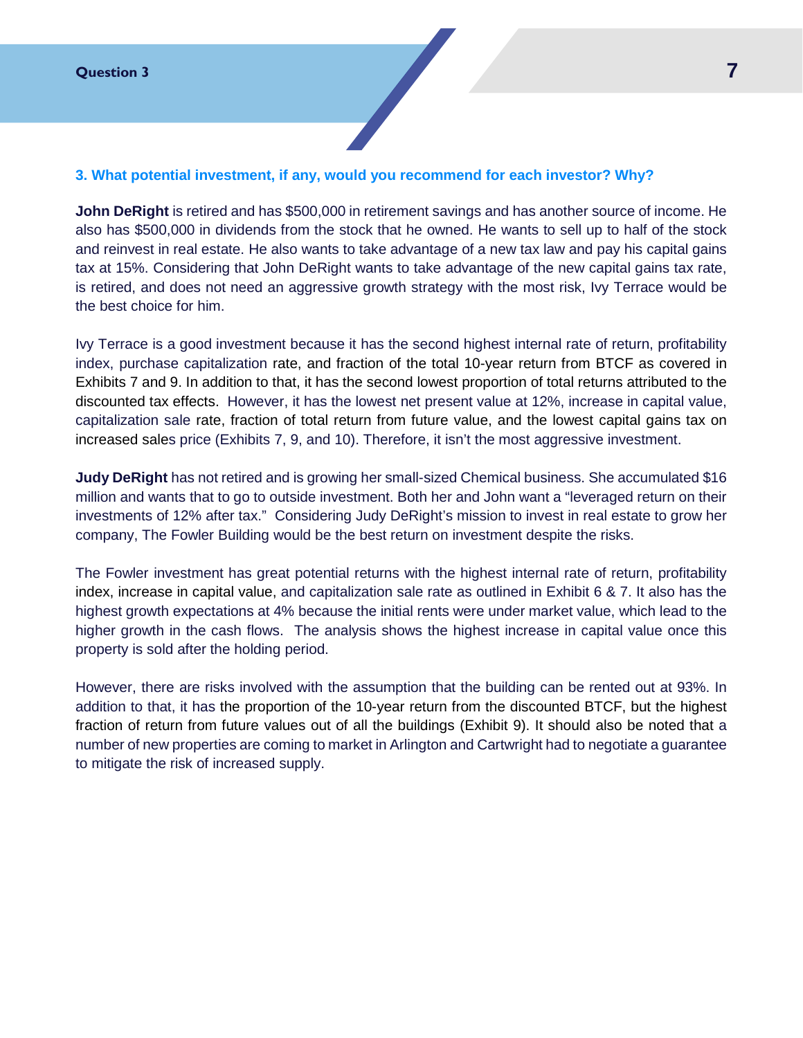### 3. What potential investment, if any, would you recommend for each investor? Why?

**John DeRight** is retired and has $500,000 in retirement savings and has another source of income. He also has $500,000 in dividends from the stock that he owned. He wants to sell up to half of the stock and reinvest in real estate. He also wants to take advantage of a new tax law and pay his capital gains tax at 15%. Considering that John DeRight wants to take advantage of the new capital gains tax rate, is retired, and does not need an aggressive growth strategy with the most risk, Ivy Terrace would be the best choice for him.

Ivy Terrace is a good investment because it has the second highest internal rate of return, profitability index, purchase capitalization rate, and fraction of the total 10-year return from BTCF as covered in Exhibits 7 and 9. In addition to that, it has the second lowest proportion of total returns attributed to the discounted tax effects. However, it has the lowest net present value at 12%, increase in capital value, capitalization sale rate, fraction of total return from future value, and the lowest capital gains tax on increased sales price (Exhibits 7, 9, and 10). Therefore, it isn't the most aggressive investment.

**Judy DeRight** has not retired and is growing her small-sized Chemical business. She accumulated $16 million and wants that to go to outside investment. Both her and John want a "leveraged return on their investments of 12% after tax." Considering Judy DeRight's mission to invest in real estate to grow her company, The Fowler Building would be the best return on investment despite the risks.

The Fowler investment has great potential returns with the highest internal rate of return, profitability index, increase in capital value, and capitalization sale rate as outlined in Exhibit 6 & 7. It also has the highest growth expectations at 4% because the initial rents were under market value, which lead to the higher growth in the cash flows. The analysis shows the highest increase in capital value once this property is sold after the holding period.

However, there are risks involved with the assumption that the building can be rented out at 93%. In addition to that, it has the proportion of the 10-year return from the discounted BTCF, but the highest fraction of return from future values out of all the buildings (Exhibit 9). It should also be noted that a number of new properties are coming to market in Arlington and Cartwright had to negotiate a guarantee to mitigate the risk of increased supply.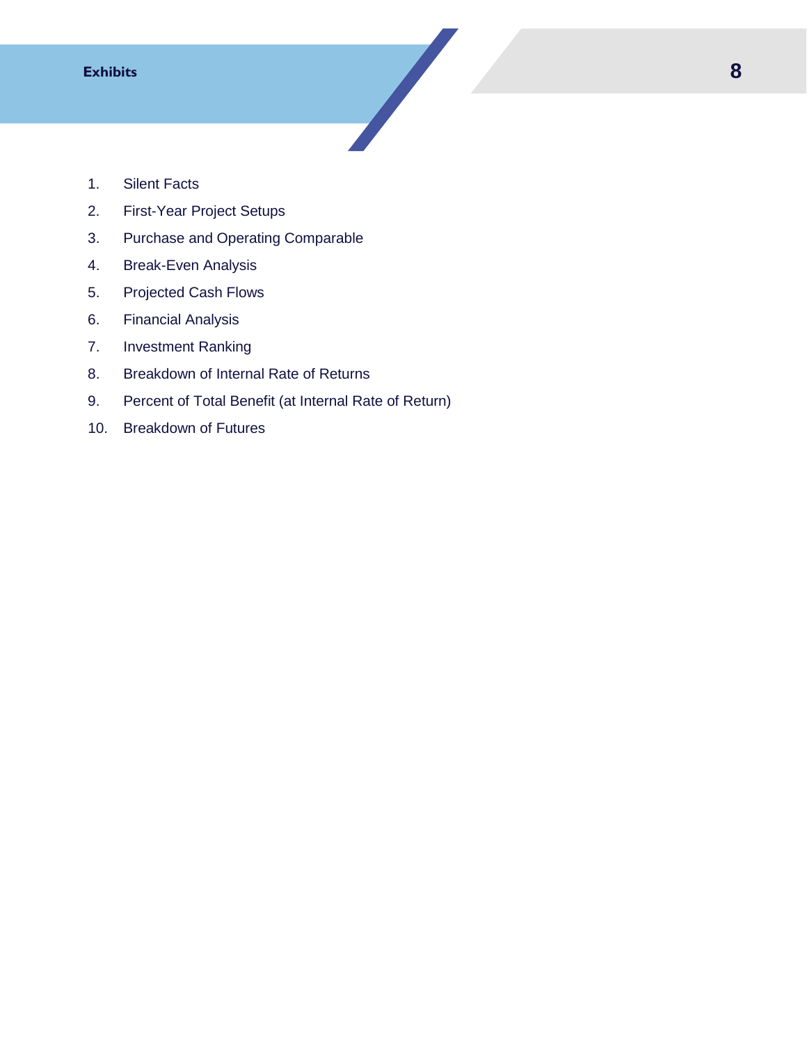# Exhibits

1. Silent Facts
2. First-Year Project Setups
3. Purchase and Operating Comparable
4. Break-Even Analysis
5. Projected Cash Flows
6. Financial Analysis
7. Investment Ranking
8. Breakdown of Internal Rate of Returns
9. Percent of Total Benefit (at Internal Rate of Return)
10. Breakdown of Futures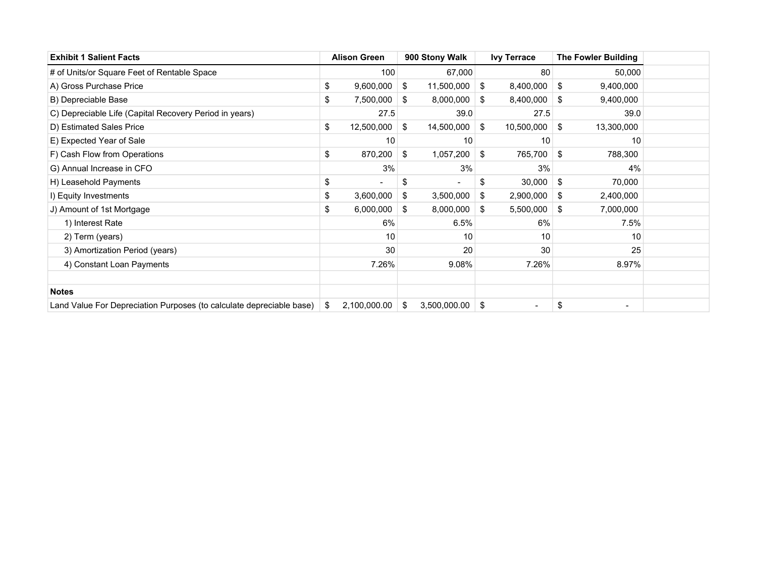| Exhibit 1 Salient Facts | Alison Green | 900 Stony Walk | Ivy Terrace | The Fowler Building |
|---|---|---|---|---|
| # of Units/or Square Feet of Rentable Space | 100 | 67,000 | 80 | 50,000 |
| A) Gross Purchase Price | $ 9,600,000 | $ 11,500,000 | $ 8,400,000 | $ 9,400,000 |
| B) Depreciable Base | $ 7,500,000 | $ 8,000,000 | $ 8,400,000 | $ 9,400,000 |
| C) Depreciable Life (Capital Recovery Period in years) | 27.5 | 39.0 | 27.5 | 39.0 |
| D) Estimated Sales Price | $ 12,500,000 | $ 14,500,000 | $ 10,500,000 | $ 13,300,000 |
| E) Expected Year of Sale | 10 | 10 | 10 | 10 |
| F) Cash Flow from Operations | $ 870,200 | $ 1,057,200 | $ 765,700 | $ 788,300 |
| G) Annual Increase in CFO | 3% | 3% | 3% | 4% |
| H) Leasehold Payments | $ - | $ - | $ 30,000 | $ 70,000 |
| I) Equity Investments | $ 3,600,000 | $ 3,500,000 | $ 2,900,000 | $ 2,400,000 |
| J) Amount of 1st Mortgage | $ 6,000,000 | $ 8,000,000 | $ 5,500,000 | $ 7,000,000 |
| 1) Interest Rate | 6% | 6.5% | 6% | 7.5% |
| 2) Term (years) | 10 | 10 | 10 | 10 |
| 3) Amortization Period (years) | 30 | 20 | 30 | 25 |
| 4) Constant Loan Payments | 7.26% | 9.08% | 7.26% | 8.97% |
| | | | | |
| **Notes** | | | | |
| Land Value For Depreciation Purposes (to calculate depreciable base) | $ 2,100,000.00 | $ 3,500,000.00 | $ - | $ - |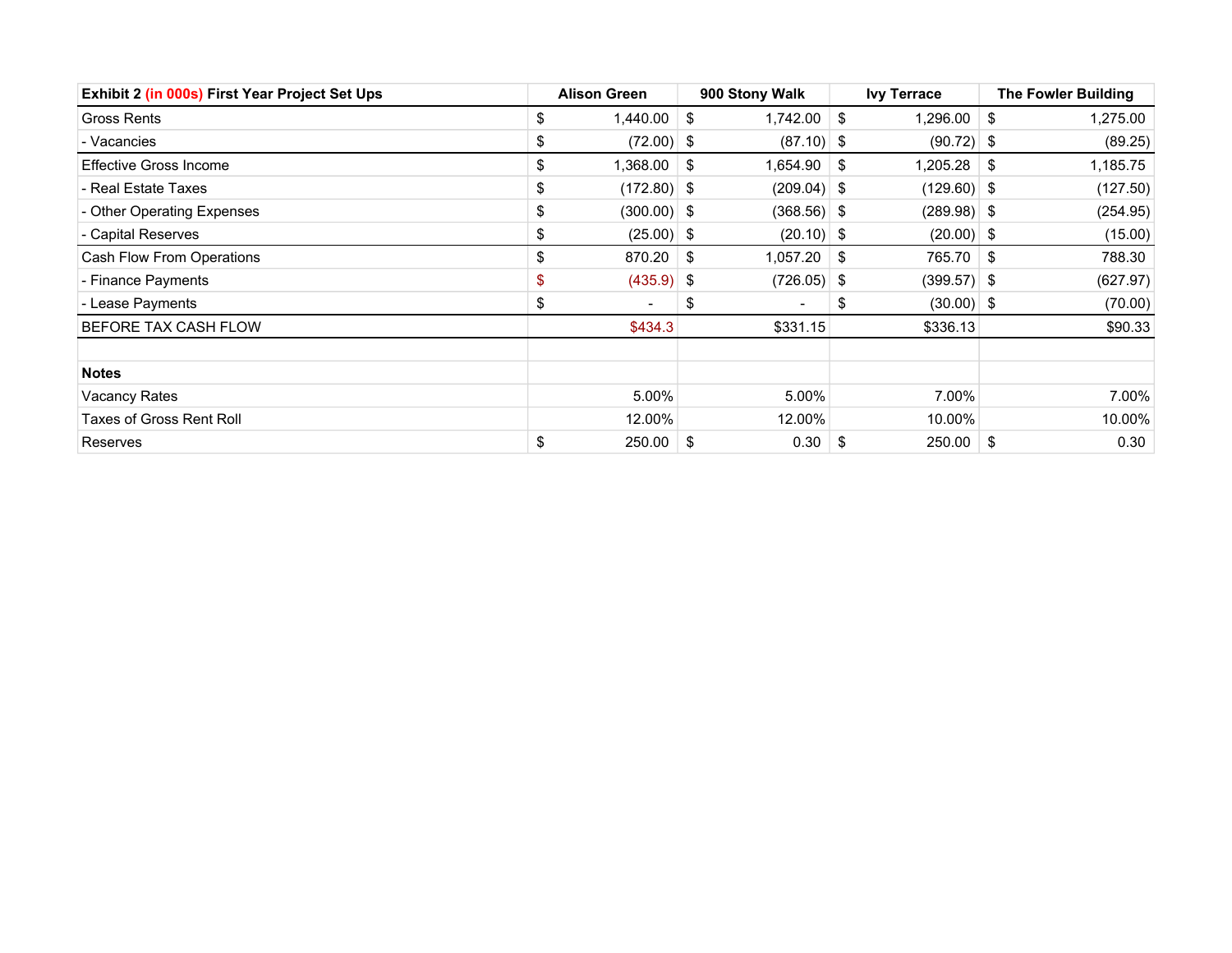| Exhibit 2 (in 000s) First Year Project Set Ups | Alison Green | 900 Stony Walk | Ivy Terrace | The Fowler Building |
|---|---|---|---|---|
| Gross Rents | $ 1,440.00 | $ 1,742.00 | $ 1,296.00 | $ 1,275.00 |
| - Vacancies | $ (72.00) | $ (87.10) | $ (90.72) | $ (89.25) |
| Effective Gross Income | $ 1,368.00 | $ 1,654.90 | $ 1,205.28 | $ 1,185.75 |
| - Real Estate Taxes | $ (172.80) | $ (209.04) | $ (129.60) | $ (127.50) |
| - Other Operating Expenses | $ (300.00) | $ (368.56) | $ (289.98) | $ (254.95) |
| - Capital Reserves | $ (25.00) | $ (20.10) | $ (20.00) | $ (15.00) |
| Cash Flow From Operations | $ 870.20 | $ 1,057.20 | $ 765.70 | $ 788.30 |
| - Finance Payments | $ (435.9) | $ (726.05) | $ (399.57) | $ (627.97) |
| - Lease Payments | $ - | $ - | $ (30.00) | $ (70.00) |
| BEFORE TAX CASH FLOW | $434.3 | $331.15 | $336.13 | $90.33 |
| | | | | |
| **Notes** | | | | |
| Vacancy Rates | 5.00% | 5.00% | 7.00% | 7.00% |
| Taxes of Gross Rent Roll | 12.00% | 12.00% | 10.00% | 10.00% |
| Reserves | $ 250.00 | $ 0.30 | $ 250.00 | $ 0.30 |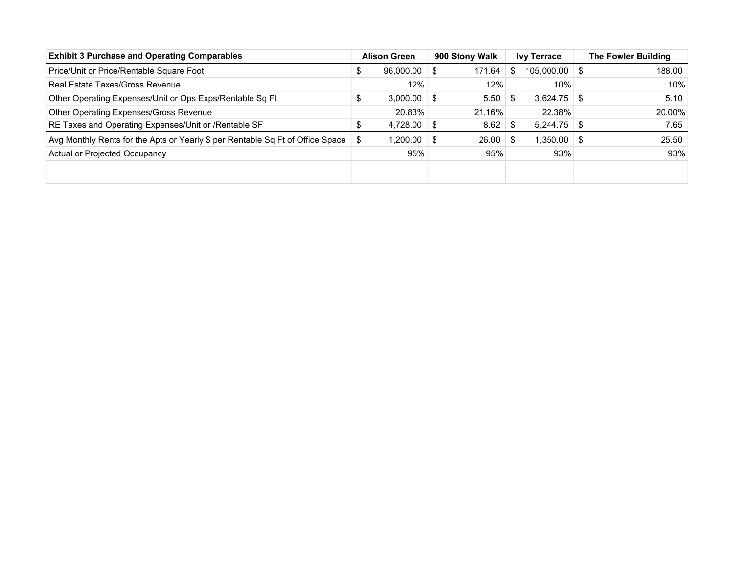| Exhibit 3 Purchase and Operating Comparables | Alison Green | 900 Stony Walk | Ivy Terrace | The Fowler Building |
|---|---|---|---|---|
| Price/Unit or Price/Rentable Square Foot | $ 96,000.00 | $ 171.64 | $ 105,000.00 | $ 188.00 |
| Real Estate Taxes/Gross Revenue | 12% | 12% | 10% | 10% |
| Other Operating Expenses/Unit or Ops Exps/Rentable Sq Ft | $ 3,000.00 | $ 5.50 | $ 3,624.75 | $ 5.10 |
| Other Operating Expenses/Gross Revenue | 20.83% | 21.16% | 22.38% | 20.00% |
| RE Taxes and Operating Expenses/Unit or /Rentable SF | $ 4,728.00 | $ 8.62 | $ 5,244.75 | $ 7.65 |
| Avg Monthly Rents for the Apts or Yearly $ per Rentable Sq Ft of Office Space | $ 1,200.00 | $ 26.00 | $ 1,350.00 | $ 25.50 |
| Actual or Projected Occupancy | 95% | 95% | 93% | 93% |
| | | | | |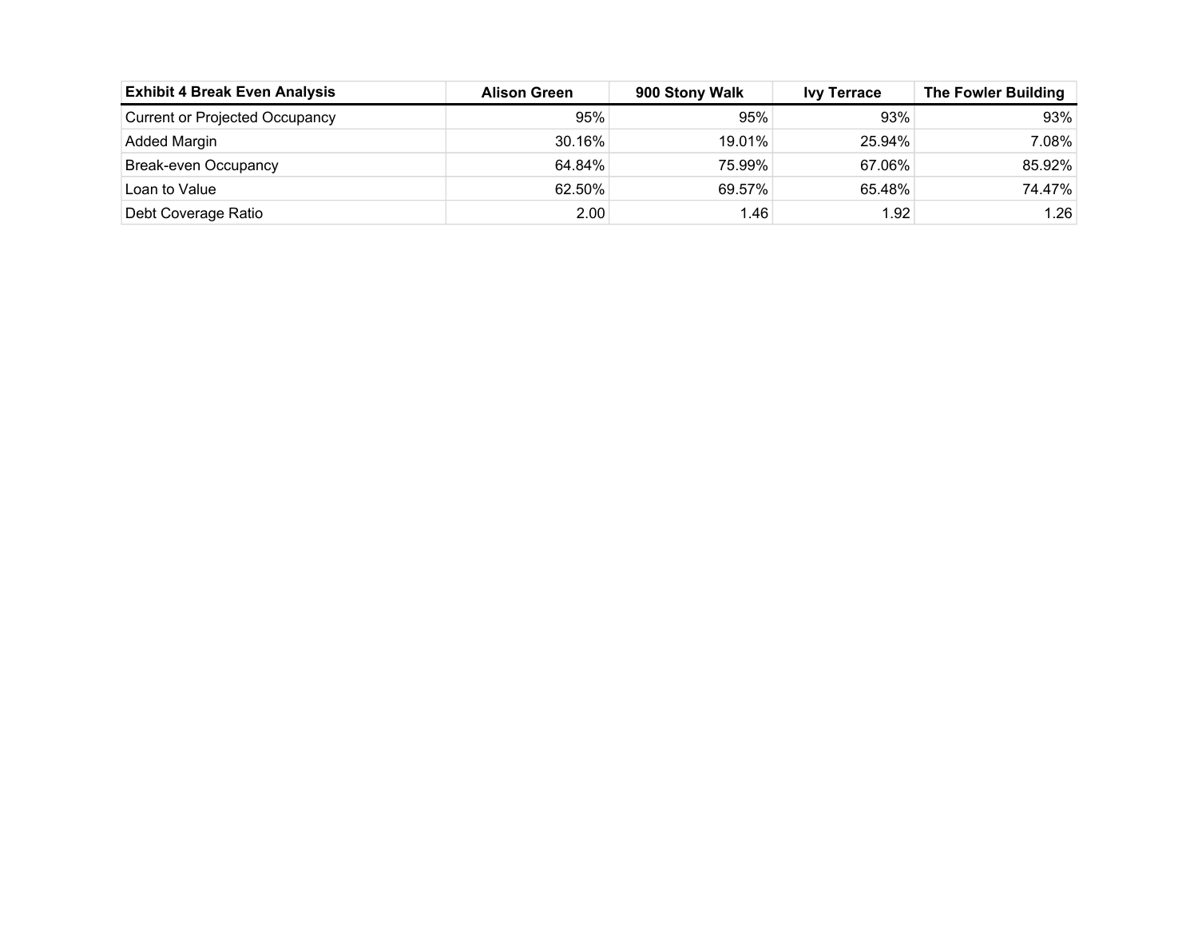| Exhibit 4 Break Even Analysis | Alison Green | 900 Stony Walk | Ivy Terrace | The Fowler Building |
|---|---|---|---|---|
| Current or Projected Occupancy | 95% | 95% | 93% | 93% |
| Added Margin | 30.16% | 19.01% | 25.94% | 7.08% |
| Break-even Occupancy | 64.84% | 75.99% | 67.06% | 85.92% |
| Loan to Value | 62.50% | 69.57% | 65.48% | 74.47% |
| Debt Coverage Ratio | 2.00 | 1.46 | 1.92 | 1.26 |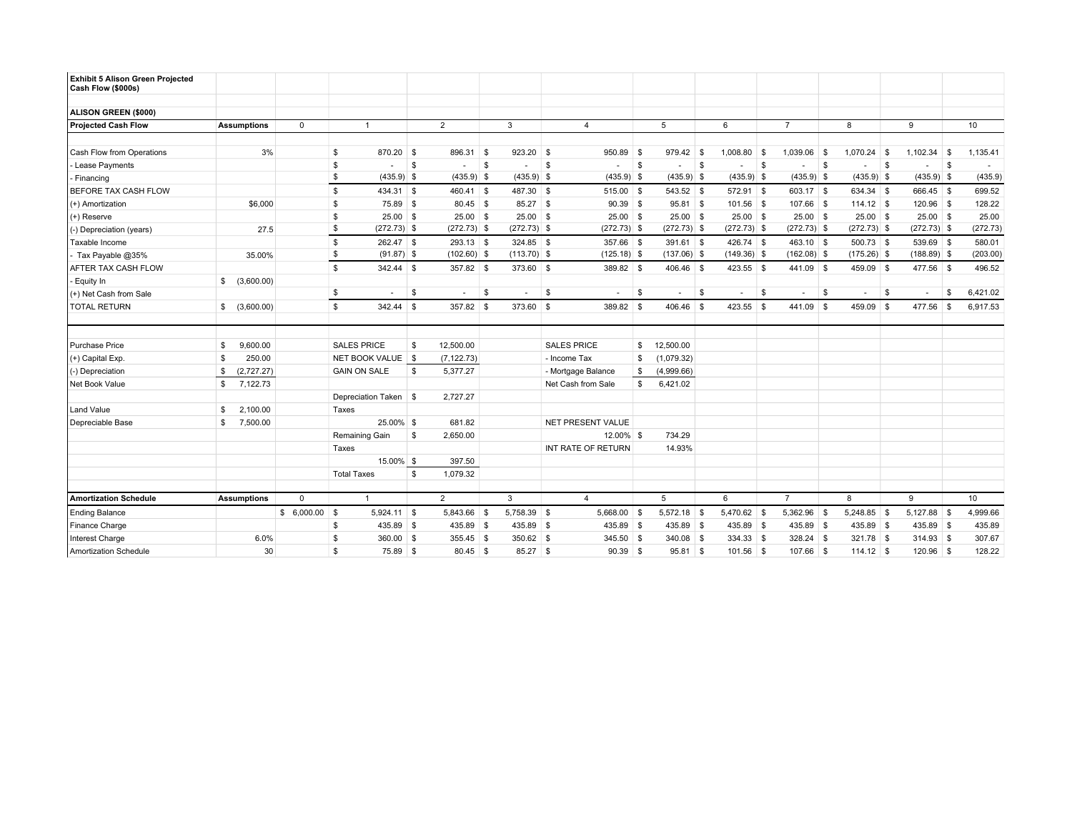**Exhibit 5 Alison Green Projected Cash Flow ($000s)**

**ALISON GREEN ($000)**

| **Projected Cash Flow** | **Assumptions** | 0 | 1 | 2 | 3 | 4 | 5 | 6 | 7 | 8 | 9 | 10 |
|---|---|---|---|---|---|---|---|---|---|---|---|---|
| Cash Flow from Operations | 3% | | $ 870.20 | $ 896.31 | $ 923.20 | $ 950.89 | $ 979.42 | $ 1,008.80 | $ 1,039.06 | $ 1,070.24 | $ 1,102.34 | $ 1,135.41 |
| - Lease Payments | | | $ - | $ - | $ - | $ - | $ - | $ - | $ - | $ - | $ - | $ - |
| - Financing | | | $ (435.9) | $ (435.9) | $ (435.9) | $ (435.9) | $ (435.9) | $ (435.9) | $ (435.9) | $ (435.9) | $ (435.9) | $ (435.9) |
| BEFORE TAX CASH FLOW | | | $ 434.31 | $ 460.41 | $ 487.30 | $ 515.00 | $ 543.52 | $ 572.91 | $ 603.17 | $ 634.34 | $ 666.45 | $ 699.52 |
| (+) Amortization | $6,000 | | $ 75.89 | $ 80.45 | $ 85.27 | $ 90.39 | $ 95.81 | $ 101.56 | $ 107.66 | $ 114.12 | $ 120.96 | $ 128.22 |
| (+) Reserve | | | $ 25.00 | $ 25.00 | $ 25.00 | $ 25.00 | $ 25.00 | $ 25.00 | $ 25.00 | $ 25.00 | $ 25.00 | $ 25.00 |
| (-) Depreciation (years) | 27.5 | | $ (272.73) | $ (272.73) | $ (272.73) | $ (272.73) | $ (272.73) | $ (272.73) | $ (272.73) | $ (272.73) | $ (272.73) | $ (272.73) |
| Taxable Income | | | $ 262.47 | $ 293.13 | $ 324.85 | $ 357.66 | $ 391.61 | $ 426.74 | $ 463.10 | $ 500.73 | $ 539.69 | $ 580.01 |
| - Tax Payable @35% | 35.00% | | $ (91.87) | $ (102.60) | $ (113.70) | $ (125.18) | $ (137.06) | $ (149.36) | $ (162.08) | $ (175.26) | $ (188.89) | $ (203.00) |
| AFTER TAX CASH FLOW | | | $ 342.44 | $ 357.82 | $ 373.60 | $ 389.82 | $ 406.46 | $ 423.55 | $ 441.09 | $ 459.09 | $ 477.56 | $ 496.52 |
| - Equity In | $ (3,600.00) | | | | | | | | | | | |
| (+) Net Cash from Sale | | | $ - | $ - | $ - | $ - | $ - | $ - | $ - | $ - | $ - | $ 6,421.02 |
| TOTAL RETURN | $ (3,600.00) | | $ 342.44 | $ 357.82 | $ 373.60 | $ 389.82 | $ 406.46 | $ 423.55 | $ 441.09 | $ 459.09 | $ 477.56 | $ 6,917.53 |

| | | | | | |
|---|---|---|---|---|---|
| Purchase Price | $ 9,600.00 | SALES PRICE | $ 12,500.00 | SALES PRICE | $ 12,500.00 |
| (+) Capital Exp. | $ 250.00 | NET BOOK VALUE | $ (7,122.73) | - Income Tax | $ (1,079.32) |
| (-) Depreciation | $ (2,727.27) | GAIN ON SALE | $ 5,377.27 | - Mortgage Balance | $ (4,999.66) |
| Net Book Value | $ 7,122.73 | | | Net Cash from Sale | $ 6,421.02 |
| | | Depreciation Taken | $ 2,727.27 | | |
| Land Value | $ 2,100.00 | Taxes | | | |
| Depreciable Base | $ 7,500.00 | 25.00% | $ 681.82 | NET PRESENT VALUE | |
| | | Remaining Gain | $ 2,650.00 | 12.00% | $ 734.29 |
| | | Taxes | | INT RATE OF RETURN | 14.93% |
| | | 15.00% | $ 397.50 | | |
| | | Total Taxes | $ 1,079.32 | | |

| **Amortization Schedule** | **Assumptions** | 0 | 1 | 2 | 3 | 4 | 5 | 6 | 7 | 8 | 9 | 10 |
|---|---|---|---|---|---|---|---|---|---|---|---|---|
| Ending Balance | | $ 6,000.00 | $ 5,924.11 | $ 5,843.66 | $ 5,758.39 | $ 5,668.00 | $ 5,572.18 | $ 5,470.62 | $ 5,362.96 | $ 5,248.85 | $ 5,127.88 | $ 4,999.66 |
| Finance Charge | | | $ 435.89 | $ 435.89 | $ 435.89 | $ 435.89 | $ 435.89 | $ 435.89 | $ 435.89 | $ 435.89 | $ 435.89 | $ 435.89 |
| Interest Charge | 6.0% | | $ 360.00 | $ 355.45 | $ 350.62 | $ 345.50 | $ 340.08 | $ 334.33 | $ 328.24 | $ 321.78 | $ 314.93 | $ 307.67 |
| Amortization Schedule | 30 | | $ 75.89 | $ 80.45 | $ 85.27 | $ 90.39 | $ 95.81 | $ 101.56 | $ 107.66 | $ 114.12 | $ 120.96 | $ 128.22 |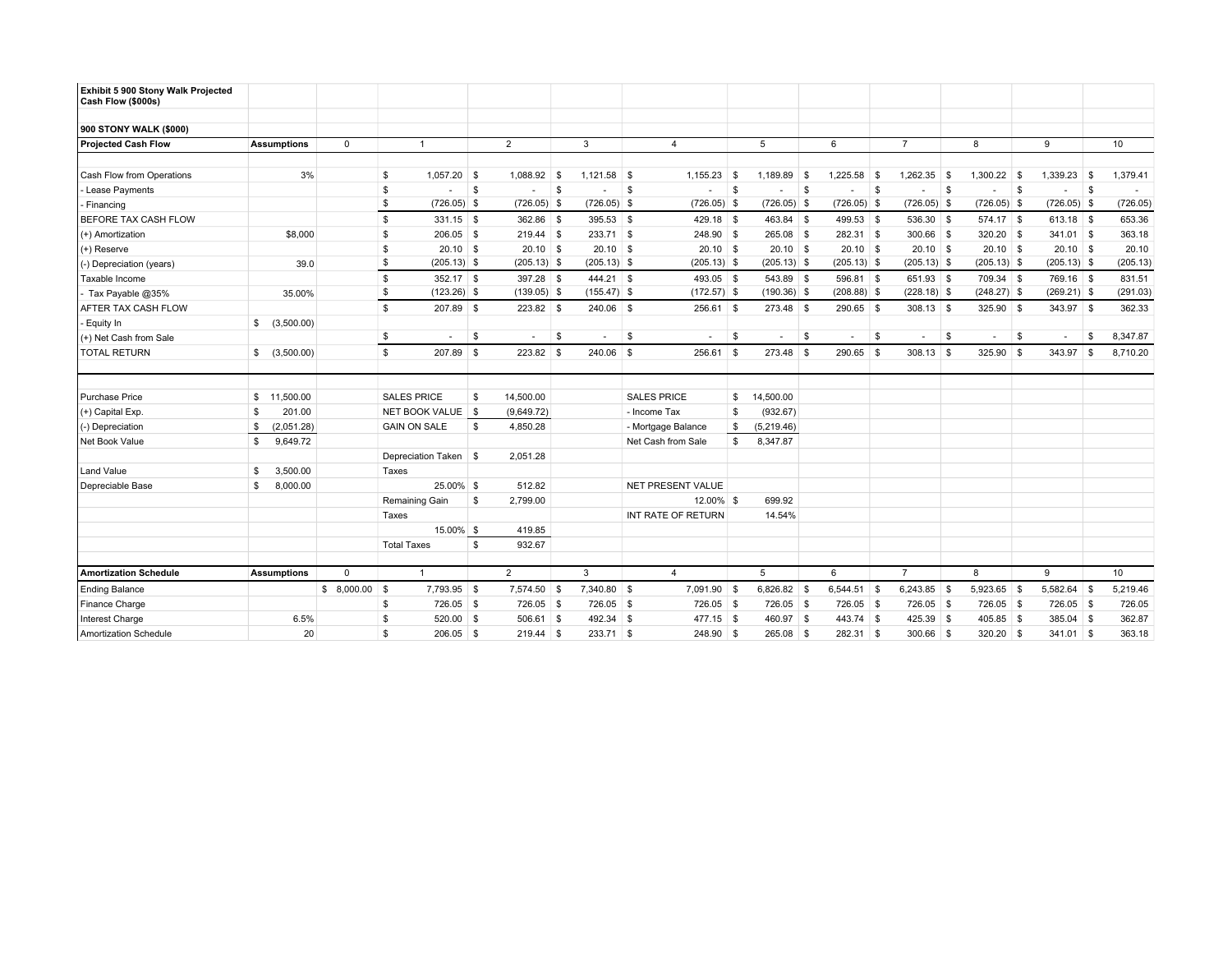**Exhibit 5 900 Stony Walk Projected Cash Flow ($000s)**

**900 STONY WALK ($000)**

| **Projected Cash Flow** | **Assumptions** | 0 | 1 | 2 | 3 | 4 | 5 | 6 | 7 | 8 | 9 | 10 |
|---|---|---|---|---|---|---|---|---|---|---|---|---|
| Cash Flow from Operations | 3% | | $ 1,057.20 | $ 1,088.92 | $ 1,121.58 | $ 1,155.23 | $ 1,189.89 | $ 1,225.58 | $ 1,262.35 | $ 1,300.22 | $ 1,339.23 | $ 1,379.41 |
| - Lease Payments | | | $ - | $ - | $ - | $ - | $ - | $ - | $ - | $ - | $ - | $ - |
| - Financing | | | $ (726.05) | $ (726.05) | $ (726.05) | $ (726.05) | $ (726.05) | $ (726.05) | $ (726.05) | $ (726.05) | $ (726.05) | $ (726.05) |
| BEFORE TAX CASH FLOW | | | $ 331.15 | $ 362.86 | $ 395.53 | $ 429.18 | $ 463.84 | $ 499.53 | $ 536.30 | $ 574.17 | $ 613.18 | $ 653.36 |
| (+) Amortization | $8,000 | | $ 206.05 | $ 219.44 | $ 233.71 | $ 248.90 | $ 265.08 | $ 282.31 | $ 300.66 | $ 320.20 | $ 341.01 | $ 363.18 |
| (+) Reserve | | | $ 20.10 | $ 20.10 | $ 20.10 | $ 20.10 | $ 20.10 | $ 20.10 | $ 20.10 | $ 20.10 | $ 20.10 | $ 20.10 |
| (-) Depreciation (years) | 39.0 | | $ (205.13) | $ (205.13) | $ (205.13) | $ (205.13) | $ (205.13) | $ (205.13) | $ (205.13) | $ (205.13) | $ (205.13) | $ (205.13) |
| Taxable Income | | | $ 352.17 | $ 397.28 | $ 444.21 | $ 493.05 | $ 543.89 | $ 596.81 | $ 651.93 | $ 709.34 | $ 769.16 | $ 831.51 |
| - Tax Payable @35% | 35.00% | | $ (123.26) | $ (139.05) | $ (155.47) | $ (172.57) | $ (190.36) | $ (208.88) | $ (228.18) | $ (248.27) | $ (269.21) | $ (291.03) |
| AFTER TAX CASH FLOW | | | $ 207.89 | $ 223.82 | $ 240.06 | $ 256.61 | $ 273.48 | $ 290.65 | $ 308.13 | $ 325.90 | $ 343.97 | $ 362.33 |
| - Equity In | $ (3,500.00) | | | | | | | | | | | |
| (+) Net Cash from Sale | | | $ - | $ - | $ - | $ - | $ - | $ - | $ - | $ - | $ - | $ 8,347.87 |
| TOTAL RETURN | $ (3,500.00) | | $ 207.89 | $ 223.82 | $ 240.06 | $ 256.61 | $ 273.48 | $ 290.65 | $ 308.13 | $ 325.90 | $ 343.97 | $ 8,710.20 |

| | | | | | |
|---|---|---|---|---|---|
| Purchase Price | $ 11,500.00 | SALES PRICE | $ 14,500.00 | SALES PRICE | $ 14,500.00 |
| (+) Capital Exp. | $ 201.00 | NET BOOK VALUE | $ (9,649.72) | - Income Tax | $ (932.67) |
| (-) Depreciation | $ (2,051.28) | GAIN ON SALE | $ 4,850.28 | - Mortgage Balance | $ (5,219.46) |
| Net Book Value | $ 9,649.72 | | | Net Cash from Sale | $ 8,347.87 |
| | | Depreciation Taken | $ 2,051.28 | | |
| Land Value | $ 3,500.00 | Taxes | | | |
| Depreciable Base | $ 8,000.00 | 25.00% | $ 512.82 | NET PRESENT VALUE | |
| | | Remaining Gain | $ 2,799.00 | 12.00% | $ 699.92 |
| | | Taxes | | INT RATE OF RETURN | 14.54% |
| | | 15.00% | $ 419.85 | | |
| | | Total Taxes | $ 932.67 | | |

| **Amortization Schedule** | **Assumptions** | 0 | 1 | 2 | 3 | 4 | 5 | 6 | 7 | 8 | 9 | 10 |
|---|---|---|---|---|---|---|---|---|---|---|---|---|
| Ending Balance | | $ 8,000.00 | $ 7,793.95 | $ 7,574.50 | $ 7,340.80 | $ 7,091.90 | $ 6,826.82 | $ 6,544.51 | $ 6,243.85 | $ 5,923.65 | $ 5,582.64 | $ 5,219.46 |
| Finance Charge | | | $ 726.05 | $ 726.05 | $ 726.05 | $ 726.05 | $ 726.05 | $ 726.05 | $ 726.05 | $ 726.05 | $ 726.05 | $ 726.05 |
| Interest Charge | 6.5% | | $ 520.00 | $ 506.61 | $ 492.34 | $ 477.15 | $ 460.97 | $ 443.74 | $ 425.39 | $ 405.85 | $ 385.04 | $ 362.87 |
| Amortization Schedule | 20 | | $ 206.05 | $ 219.44 | $ 233.71 | $ 248.90 | $ 265.08 | $ 282.31 | $ 300.66 | $ 320.20 | $ 341.01 | $ 363.18 |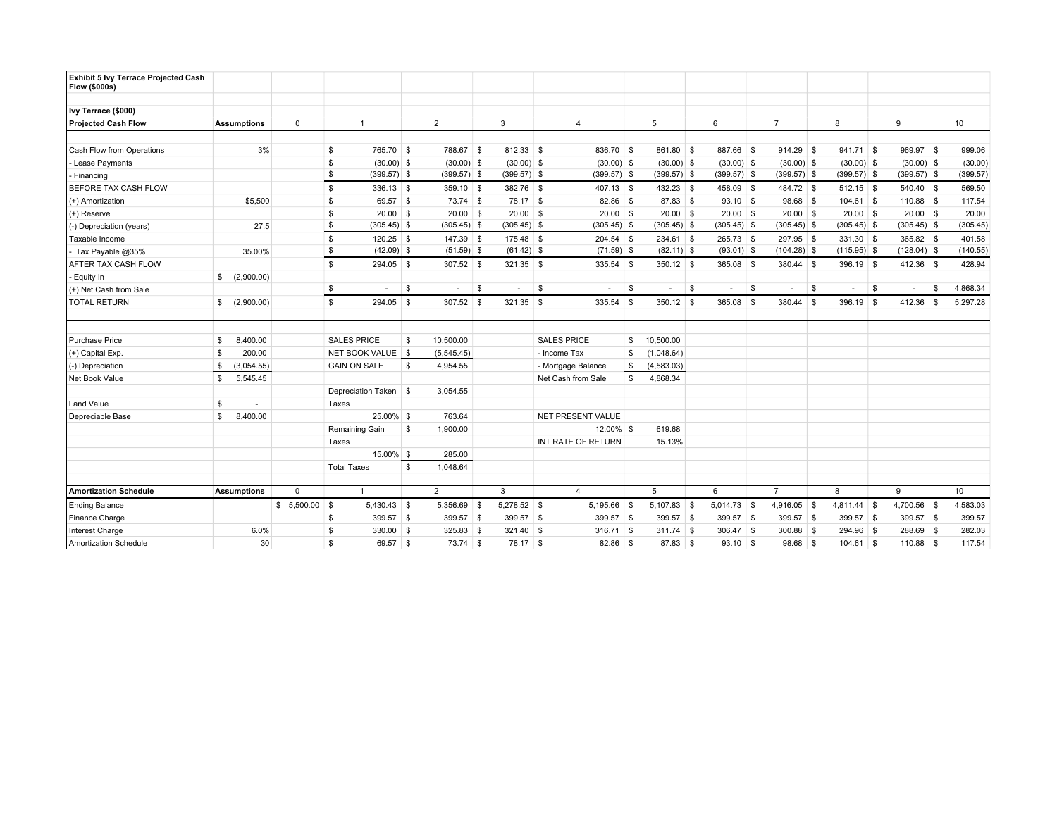**Exhibit 5 Ivy Terrace Projected Cash Flow ($000s)**

**Ivy Terrace ($000)**

| **Projected Cash Flow** | **Assumptions** | 0 | 1 | 2 | 3 | 4 | 5 | 6 | 7 | 8 | 9 | 10 |
|---|---|---|---|---|---|---|---|---|---|---|---|---|
| Cash Flow from Operations | 3% | | $ 765.70 | $ 788.67 | $ 812.33 | $ 836.70 | $ 861.80 | $ 887.66 | $ 914.29 | $ 941.71 | $ 969.97 | $ 999.06 |
| - Lease Payments | | | $ (30.00) | $ (30.00) | $ (30.00) | $ (30.00) | $ (30.00) | $ (30.00) | $ (30.00) | $ (30.00) | $ (30.00) | $ (30.00) |
| - Financing | | | $ (399.57) | $ (399.57) | $ (399.57) | $ (399.57) | $ (399.57) | $ (399.57) | $ (399.57) | $ (399.57) | $ (399.57) | $ (399.57) |
| BEFORE TAX CASH FLOW | | | $ 336.13 | $ 359.10 | $ 382.76 | $ 407.13 | $ 432.23 | $ 458.09 | $ 484.72 | $ 512.15 | $ 540.40 | $ 569.50 |
| (+) Amortization | $5,500 | | $ 69.57 | $ 73.74 | $ 78.17 | $ 82.86 | $ 87.83 | $ 93.10 | $ 98.68 | $ 104.61 | $ 110.88 | $ 117.54 |
| (+) Reserve | | | $ 20.00 | $ 20.00 | $ 20.00 | $ 20.00 | $ 20.00 | $ 20.00 | $ 20.00 | $ 20.00 | $ 20.00 | $ 20.00 |
| (-) Depreciation (years) | 27.5 | | $ (305.45) | $ (305.45) | $ (305.45) | $ (305.45) | $ (305.45) | $ (305.45) | $ (305.45) | $ (305.45) | $ (305.45) | $ (305.45) |
| Taxable Income | | | $ 120.25 | $ 147.39 | $ 175.48 | $ 204.54 | $ 234.61 | $ 265.73 | $ 297.95 | $ 331.30 | $ 365.82 | $ 401.58 |
| - Tax Payable @35% | 35.00% | | $ (42.09) | $ (51.59) | $ (61.42) | $ (71.59) | $ (82.11) | $ (93.01) | $ (104.28) | $ (115.95) | $ (128.04) | $ (140.55) |
| AFTER TAX CASH FLOW | | | $ 294.05 | $ 307.52 | $ 321.35 | $ 335.54 | $ 350.12 | $ 365.08 | $ 380.44 | $ 396.19 | $ 412.36 | $ 428.94 |
| - Equity In | $ (2,900.00) | | | | | | | | | | | |
| (+) Net Cash from Sale | | | $ - | $ - | $ - | $ - | $ - | $ - | $ - | $ - | $ - | $ 4,868.34 |
| TOTAL RETURN | $ (2,900.00) | | $ 294.05 | $ 307.52 | $ 321.35 | $ 335.54 | $ 350.12 | $ 365.08 | $ 380.44 | $ 396.19 | $ 412.36 | $ 5,297.28 |

| | | | | | |
|---|---|---|---|---|---|
| Purchase Price | $ 8,400.00 | SALES PRICE | $ 10,500.00 | SALES PRICE | $ 10,500.00 |
| (+) Capital Exp. | $ 200.00 | NET BOOK VALUE | $ (5,545.45) | - Income Tax | $ (1,048.64) |
| (-) Depreciation | $ (3,054.55) | GAIN ON SALE | $ 4,954.55 | - Mortgage Balance | $ (4,583.03) |
| Net Book Value | $ 5,545.45 | | | Net Cash from Sale | $ 4,868.34 |
| | | Depreciation Taken | $ 3,054.55 | | |
| Land Value | $ - | Taxes | | | |
| Depreciable Base | $ 8,400.00 | 25.00% | $ 763.64 | NET PRESENT VALUE | |
| | | Remaining Gain | $ 1,900.00 | 12.00% | $ 619.68 |
| | | Taxes | | INT RATE OF RETURN | 15.13% |
| | | 15.00% | $ 285.00 | | |
| | | Total Taxes | $ 1,048.64 | | |

| **Amortization Schedule** | **Assumptions** | 0 | 1 | 2 | 3 | 4 | 5 | 6 | 7 | 8 | 9 | 10 |
|---|---|---|---|---|---|---|---|---|---|---|---|---|
| Ending Balance | | $ 5,500.00 | $ 5,430.43 | $ 5,356.69 | $ 5,278.52 | $ 5,195.66 | $ 5,107.83 | $ 5,014.73 | $ 4,916.05 | $ 4,811.44 | $ 4,700.56 | $ 4,583.03 |
| Finance Charge | | | $ 399.57 | $ 399.57 | $ 399.57 | $ 399.57 | $ 399.57 | $ 399.57 | $ 399.57 | $ 399.57 | $ 399.57 | $ 399.57 |
| Interest Charge | 6.0% | | $ 330.00 | $ 325.83 | $ 321.40 | $ 316.71 | $ 311.74 | $ 306.47 | $ 300.88 | $ 294.96 | $ 288.69 | $ 282.03 |
| Amortization Schedule | 30 | | $ 69.57 | $ 73.74 | $ 78.17 | $ 82.86 | $ 87.83 | $ 93.10 | $ 98.68 | $ 104.61 | $ 110.88 | $ 117.54 |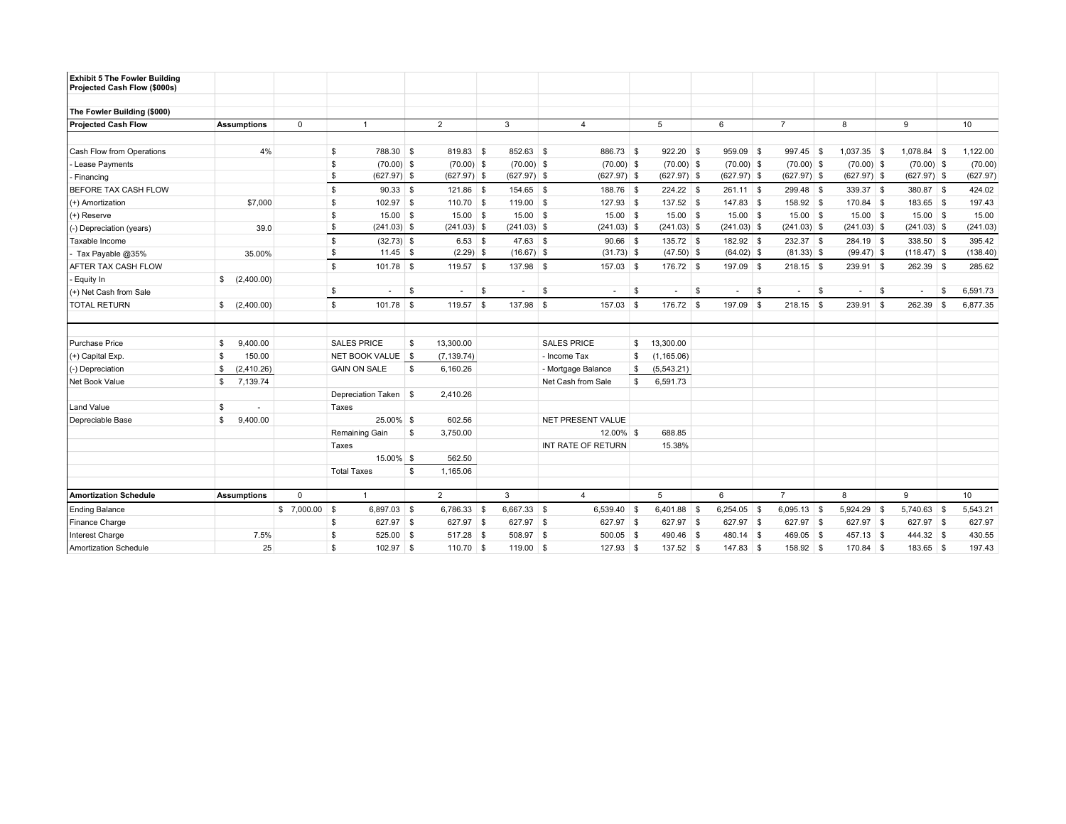**Exhibit 5 The Fowler Building Projected Cash Flow ($000s)**

**The Fowler Building ($000)**

| **Projected Cash Flow** | **Assumptions** | 0 | 1 | 2 | 3 | 4 | 5 | 6 | 7 | 8 | 9 | 10 |
|---|---|---|---|---|---|---|---|---|---|---|---|---|
| Cash Flow from Operations | 4% | | $ 788.30 | $ 819.83 | $ 852.63 | $ 886.73 | $ 922.20 | $ 959.09 | $ 997.45 | $ 1,037.35 | $ 1,078.84 | $ 1,122.00 |
| - Lease Payments | | | $ (70.00) | $ (70.00) | $ (70.00) | $ (70.00) | $ (70.00) | $ (70.00) | $ (70.00) | $ (70.00) | $ (70.00) | $ (70.00) |
| - Financing | | | $ (627.97) | $ (627.97) | $ (627.97) | $ (627.97) | $ (627.97) | $ (627.97) | $ (627.97) | $ (627.97) | $ (627.97) | $ (627.97) |
| BEFORE TAX CASH FLOW | | | $ 90.33 | $ 121.86 | $ 154.65 | $ 188.76 | $ 224.22 | $ 261.11 | $ 299.48 | $ 339.37 | $ 380.87 | $ 424.02 |
| (+) Amortization | $7,000 | | $ 102.97 | $ 110.70 | $ 119.00 | $ 127.93 | $ 137.52 | $ 147.83 | $ 158.92 | $ 170.84 | $ 183.65 | $ 197.43 |
| (+) Reserve | | | $ 15.00 | $ 15.00 | $ 15.00 | $ 15.00 | $ 15.00 | $ 15.00 | $ 15.00 | $ 15.00 | $ 15.00 | $ 15.00 |
| (-) Depreciation (years) | 39.0 | | $ (241.03) | $ (241.03) | $ (241.03) | $ (241.03) | $ (241.03) | $ (241.03) | $ (241.03) | $ (241.03) | $ (241.03) | $ (241.03) |
| Taxable Income | | | $ (32.73) | $ 6.53 | $ 47.63 | $ 90.66 | $ 135.72 | $ 182.92 | $ 232.37 | $ 284.19 | $ 338.50 | $ 395.42 |
| - Tax Payable @35% | 35.00% | | $ 11.45 | $ (2.29) | $ (16.67) | $ (31.73) | $ (47.50) | $ (64.02) | $ (81.33) | $ (99.47) | $ (118.47) | $ (138.40) |
| AFTER TAX CASH FLOW | | | $ 101.78 | $ 119.57 | $ 137.98 | $ 157.03 | $ 176.72 | $ 197.09 | $ 218.15 | $ 239.91 | $ 262.39 | $ 285.62 |
| - Equity In | $ (2,400.00) | | | | | | | | | | | |
| (+) Net Cash from Sale | | | $ - | $ - | $ - | $ - | $ - | $ - | $ - | $ - | $ - | $ 6,591.73 |
| TOTAL RETURN | $ (2,400.00) | | $ 101.78 | $ 119.57 | $ 137.98 | $ 157.03 | $ 176.72 | $ 197.09 | $ 218.15 | $ 239.91 | $ 262.39 | $ 6,877.35 |

| | | | | | |
|---|---|---|---|---|---|
| Purchase Price | $ 9,400.00 | SALES PRICE | $ 13,300.00 | SALES PRICE | $ 13,300.00 |
| (+) Capital Exp. | $ 150.00 | NET BOOK VALUE | $ (7,139.74) | - Income Tax | $ (1,165.06) |
| (-) Depreciation | $ (2,410.26) | GAIN ON SALE | $ 6,160.26 | - Mortgage Balance | $ (5,543.21) |
| Net Book Value | $ 7,139.74 | | | Net Cash from Sale | $ 6,591.73 |
| | | Depreciation Taken | $ 2,410.26 | | |
| Land Value | $ - | Taxes | | | |
| Depreciable Base | $ 9,400.00 | 25.00% | $ 602.56 | NET PRESENT VALUE | |
| | | Remaining Gain | $ 3,750.00 | 12.00% | $ 688.85 |
| | | Taxes | | INT RATE OF RETURN | 15.38% |
| | | 15.00% | $ 562.50 | | |
| | | Total Taxes | $ 1,165.06 | | |

| **Amortization Schedule** | **Assumptions** | 0 | 1 | 2 | 3 | 4 | 5 | 6 | 7 | 8 | 9 | 10 |
|---|---|---|---|---|---|---|---|---|---|---|---|---|
| Ending Balance | | $ 7,000.00 | $ 6,897.03 | $ 6,786.33 | $ 6,667.33 | $ 6,539.40 | $ 6,401.88 | $ 6,254.05 | $ 6,095.13 | $ 5,924.29 | $ 5,740.63 | $ 5,543.21 |
| Finance Charge | | | $ 627.97 | $ 627.97 | $ 627.97 | $ 627.97 | $ 627.97 | $ 627.97 | $ 627.97 | $ 627.97 | $ 627.97 | $ 627.97 |
| Interest Charge | 7.5% | | $ 525.00 | $ 517.28 | $ 508.97 | $ 500.05 | $ 490.46 | $ 480.14 | $ 469.05 | $ 457.13 | $ 444.32 | $ 430.55 |
| Amortization Schedule | 25 | | $ 102.97 | $ 110.70 | $ 119.00 | $ 127.93 | $ 137.52 | $ 147.83 | $ 158.92 | $ 170.84 | $ 183.65 | $ 197.43 |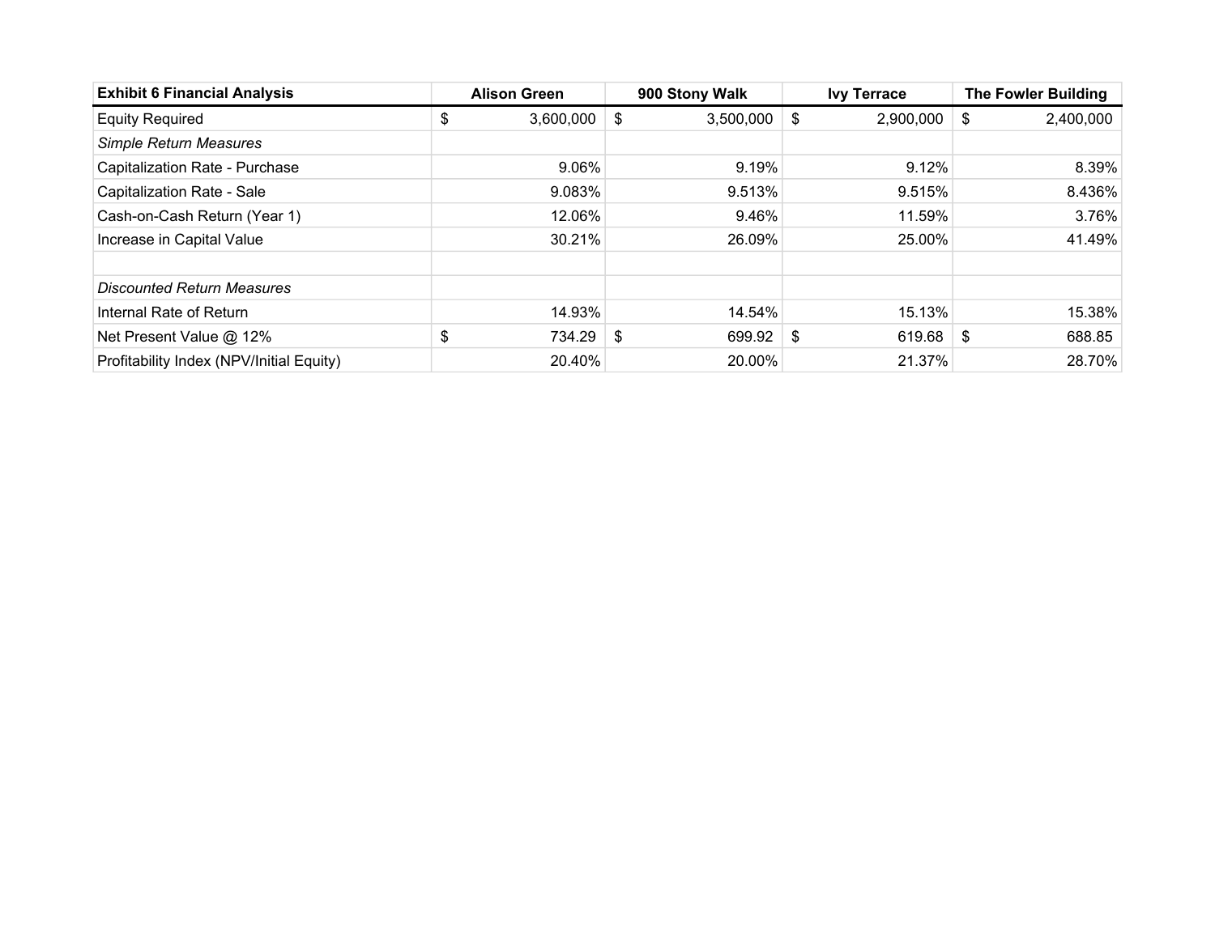| Exhibit 6 Financial Analysis | Alison Green | 900 Stony Walk | Ivy Terrace | The Fowler Building |
|---|---|---|---|---|
| Equity Required | $ 3,600,000 | $ 3,500,000 | $ 2,900,000 | $ 2,400,000 |
| *Simple Return Measures* | | | | |
| Capitalization Rate - Purchase | 9.06% | 9.19% | 9.12% | 8.39% |
| Capitalization Rate - Sale | 9.083% | 9.513% | 9.515% | 8.436% |
| Cash-on-Cash Return (Year 1) | 12.06% | 9.46% | 11.59% | 3.76% |
| Increase in Capital Value | 30.21% | 26.09% | 25.00% | 41.49% |
| | | | | |
| *Discounted Return Measures* | | | | |
| Internal Rate of Return | 14.93% | 14.54% | 15.13% | 15.38% |
| Net Present Value @ 12% | $ 734.29 | $ 699.92 | $ 619.68 | $ 688.85 |
| Profitability Index (NPV/Initial Equity) | 20.40% | 20.00% | 21.37% | 28.70% |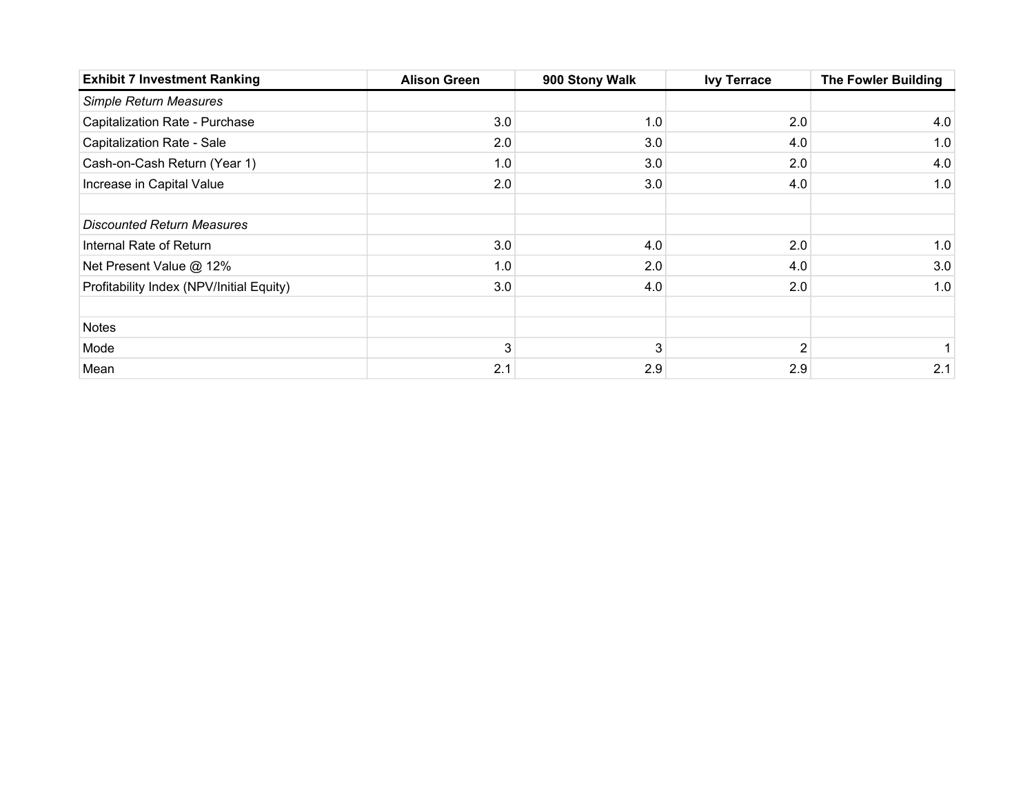| **Exhibit 7 Investment Ranking** | **Alison Green** | **900 Stony Walk** | **Ivy Terrace** | **The Fowler Building** |
|---|---|---|---|---|
| *Simple Return Measures* | | | | |
| Capitalization Rate - Purchase | 3.0 | 1.0 | 2.0 | 4.0 |
| Capitalization Rate - Sale | 2.0 | 3.0 | 4.0 | 1.0 |
| Cash-on-Cash Return (Year 1) | 1.0 | 3.0 | 2.0 | 4.0 |
| Increase in Capital Value | 2.0 | 3.0 | 4.0 | 1.0 |
| | | | | |
| *Discounted Return Measures* | | | | |
| Internal Rate of Return | 3.0 | 4.0 | 2.0 | 1.0 |
| Net Present Value @ 12% | 1.0 | 2.0 | 4.0 | 3.0 |
| Profitability Index (NPV/Initial Equity) | 3.0 | 4.0 | 2.0 | 1.0 |
| | | | | |
| Notes | | | | |
| Mode | 3 | 3 | 2 | 1 |
| Mean | 2.1 | 2.9 | 2.9 | 2.1 |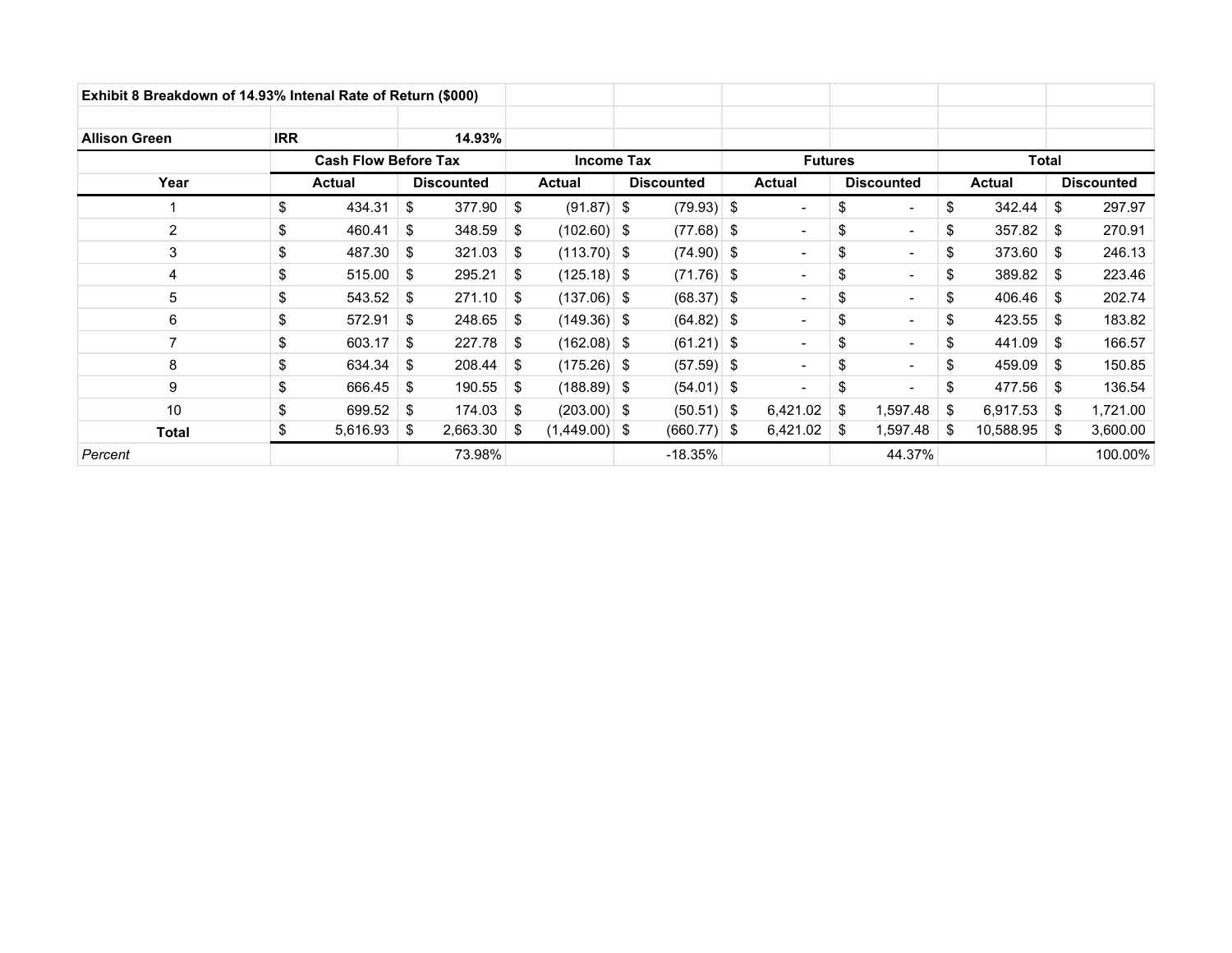**Exhibit 8 Breakdown of 14.93% Intenal Rate of Return ($000)**

| Allison Green | IRR | 14.93% | | | | | | |
|---|---|---|---|---|---|---|---|---|
| | Cash Flow Before Tax | | Income Tax | | Futures | | Total | |
| **Year** | **Actual** | **Discounted** | **Actual** | **Discounted** | **Actual** | **Discounted** | **Actual** | **Discounted** |
| 1 | $ 434.31 | $ 377.90 | $ (91.87) | $ (79.93) | $ - | $ - | $ 342.44 | $ 297.97 |
| 2 | $ 460.41 | $ 348.59 | $ (102.60) | $ (77.68) | $ - | $ - | $ 357.82 | $ 270.91 |
| 3 | $ 487.30 | $ 321.03 | $ (113.70) | $ (74.90) | $ - | $ - | $ 373.60 | $ 246.13 |
| 4 | $ 515.00 | $ 295.21 | $ (125.18) | $ (71.76) | $ - | $ - | $ 389.82 | $ 223.46 |
| 5 | $ 543.52 | $ 271.10 | $ (137.06) | $ (68.37) | $ - | $ - | $ 406.46 | $ 202.74 |
| 6 | $ 572.91 | $ 248.65 | $ (149.36) | $ (64.82) | $ - | $ - | $ 423.55 | $ 183.82 |
| 7 | $ 603.17 | $ 227.78 | $ (162.08) | $ (61.21) | $ - | $ - | $ 441.09 | $ 166.57 |
| 8 | $ 634.34 | $ 208.44 | $ (175.26) | $ (57.59) | $ - | $ - | $ 459.09 | $ 150.85 |
| 9 | $ 666.45 | $ 190.55 | $ (188.89) | $ (54.01) | $ - | $ - | $ 477.56 | $ 136.54 |
| 10 | $ 699.52 | $ 174.03 | $ (203.00) | $ (50.51) | $ 6,421.02 | $ 1,597.48 | $ 6,917.53 | $ 1,721.00 |
| **Total** | $ 5,616.93 | $ 2,663.30 | $ (1,449.00) | $ (660.77) | $ 6,421.02 | $ 1,597.48 | $ 10,588.95 | $ 3,600.00 |
| *Percent* | | 73.98% | | -18.35% | | 44.37% | | 100.00% |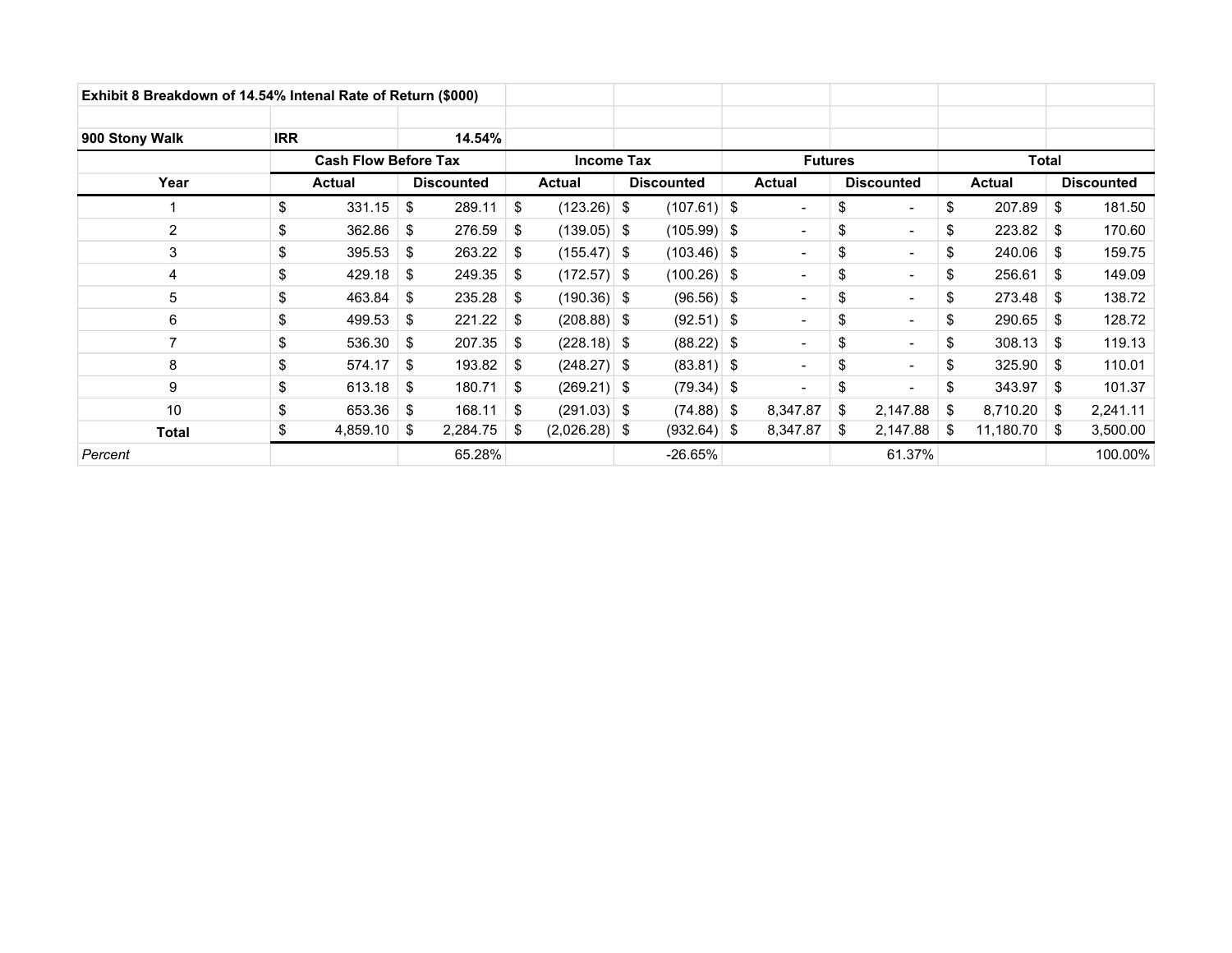**Exhibit 8 Breakdown of 14.54% Intenal Rate of Return ($000)**

| 900 Stony Walk | IRR | 14.54% | | | | | | |
|---|---|---|---|---|---|---|---|---|
| | Cash Flow Before Tax | | Income Tax | | Futures | | Total | |
| Year | Actual | Discounted | Actual | Discounted | Actual | Discounted | Actual | Discounted |
| 1 | $ 331.15 | $ 289.11 | $ (123.26) | $ (107.61) | $ - | $ - | $ 207.89 | $ 181.50 |
| 2 | $ 362.86 | $ 276.59 | $ (139.05) | $ (105.99) | $ - | $ - | $ 223.82 | $ 170.60 |
| 3 | $ 395.53 | $ 263.22 | $ (155.47) | $ (103.46) | $ - | $ - | $ 240.06 | $ 159.75 |
| 4 | $ 429.18 | $ 249.35 | $ (172.57) | $ (100.26) | $ - | $ - | $ 256.61 | $ 149.09 |
| 5 | $ 463.84 | $ 235.28 | $ (190.36) | $ (96.56) | $ - | $ - | $ 273.48 | $ 138.72 |
| 6 | $ 499.53 | $ 221.22 | $ (208.88) | $ (92.51) | $ - | $ - | $ 290.65 | $ 128.72 |
| 7 | $ 536.30 | $ 207.35 | $ (228.18) | $ (88.22) | $ - | $ - | $ 308.13 | $ 119.13 |
| 8 | $ 574.17 | $ 193.82 | $ (248.27) | $ (83.81) | $ - | $ - | $ 325.90 | $ 110.01 |
| 9 | $ 613.18 | $ 180.71 | $ (269.21) | $ (79.34) | $ - | $ - | $ 343.97 | $ 101.37 |
| 10 | $ 653.36 | $ 168.11 | $ (291.03) | $ (74.88) | $ 8,347.87 | $ 2,147.88 | $ 8,710.20 | $ 2,241.11 |
| **Total** | $ 4,859.10 | $ 2,284.75 | $ (2,026.28) | $ (932.64) | $ 8,347.87 | $ 2,147.88 | $ 11,180.70 | $ 3,500.00 |
| *Percent* | | 65.28% | | -26.65% | | 61.37% | | 100.00% |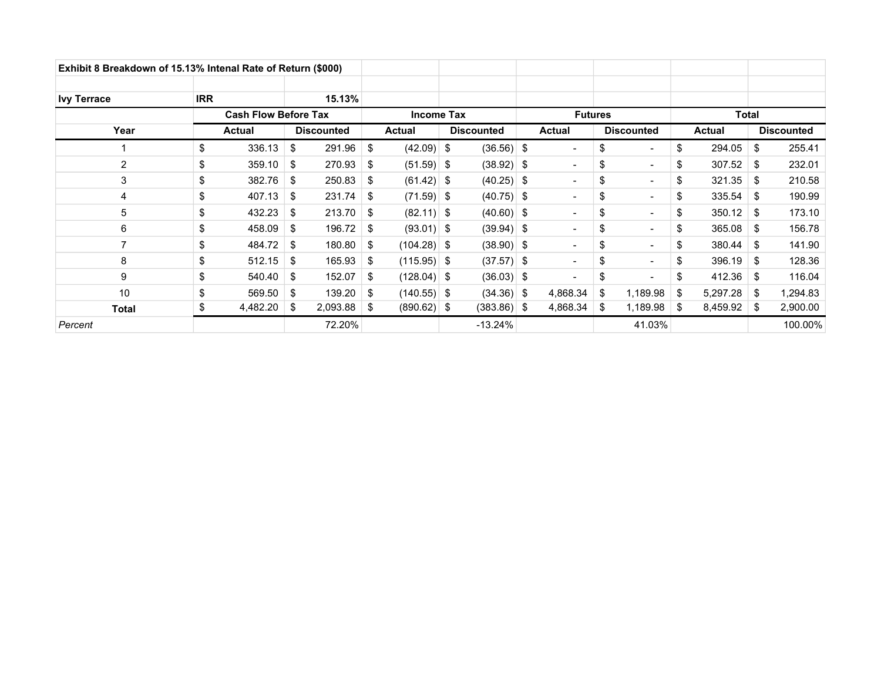**Exhibit 8 Breakdown of 15.13% Intenal Rate of Return ($000)**

| **Ivy Terrace** | **IRR** | **15.13%** | | | | | | | |
|---|---|---|---|---|---|---|---|---|---|
| | **Cash Flow Before Tax** | | **Income Tax** | | **Futures** | | **Total** | |
| **Year** | **Actual** | **Discounted** | **Actual** | **Discounted** | **Actual** | **Discounted** | **Actual** | **Discounted** |
| 1 | $ 336.13 | $ 291.96 | $ (42.09) | $ (36.56) | $ - | $ - | $ 294.05 | $ 255.41 |
| 2 | $ 359.10 | $ 270.93 | $ (51.59) | $ (38.92) | $ - | $ - | $ 307.52 | $ 232.01 |
| 3 | $ 382.76 | $ 250.83 | $ (61.42) | $ (40.25) | $ - | $ - | $ 321.35 | $ 210.58 |
| 4 | $ 407.13 | $ 231.74 | $ (71.59) | $ (40.75) | $ - | $ - | $ 335.54 | $ 190.99 |
| 5 | $ 432.23 | $ 213.70 | $ (82.11) | $ (40.60) | $ - | $ - | $ 350.12 | $ 173.10 |
| 6 | $ 458.09 | $ 196.72 | $ (93.01) | $ (39.94) | $ - | $ - | $ 365.08 | $ 156.78 |
| 7 | $ 484.72 | $ 180.80 | $ (104.28) | $ (38.90) | $ - | $ - | $ 380.44 | $ 141.90 |
| 8 | $ 512.15 | $ 165.93 | $ (115.95) | $ (37.57) | $ - | $ - | $ 396.19 | $ 128.36 |
| 9 | $ 540.40 | $ 152.07 | $ (128.04) | $ (36.03) | $ - | $ - | $ 412.36 | $ 116.04 |
| 10 | $ 569.50 | $ 139.20 | $ (140.55) | $ (34.36) | $ 4,868.34 | $ 1,189.98 | $ 5,297.28 | $ 1,294.83 |
| **Total** | $ 4,482.20 | $ 2,093.88 | $ (890.62) | $ (383.86) | $ 4,868.34 | $ 1,189.98 | $ 8,459.92 | $ 2,900.00 |
| *Percent* | | 72.20% | | -13.24% | | 41.03% | | 100.00% |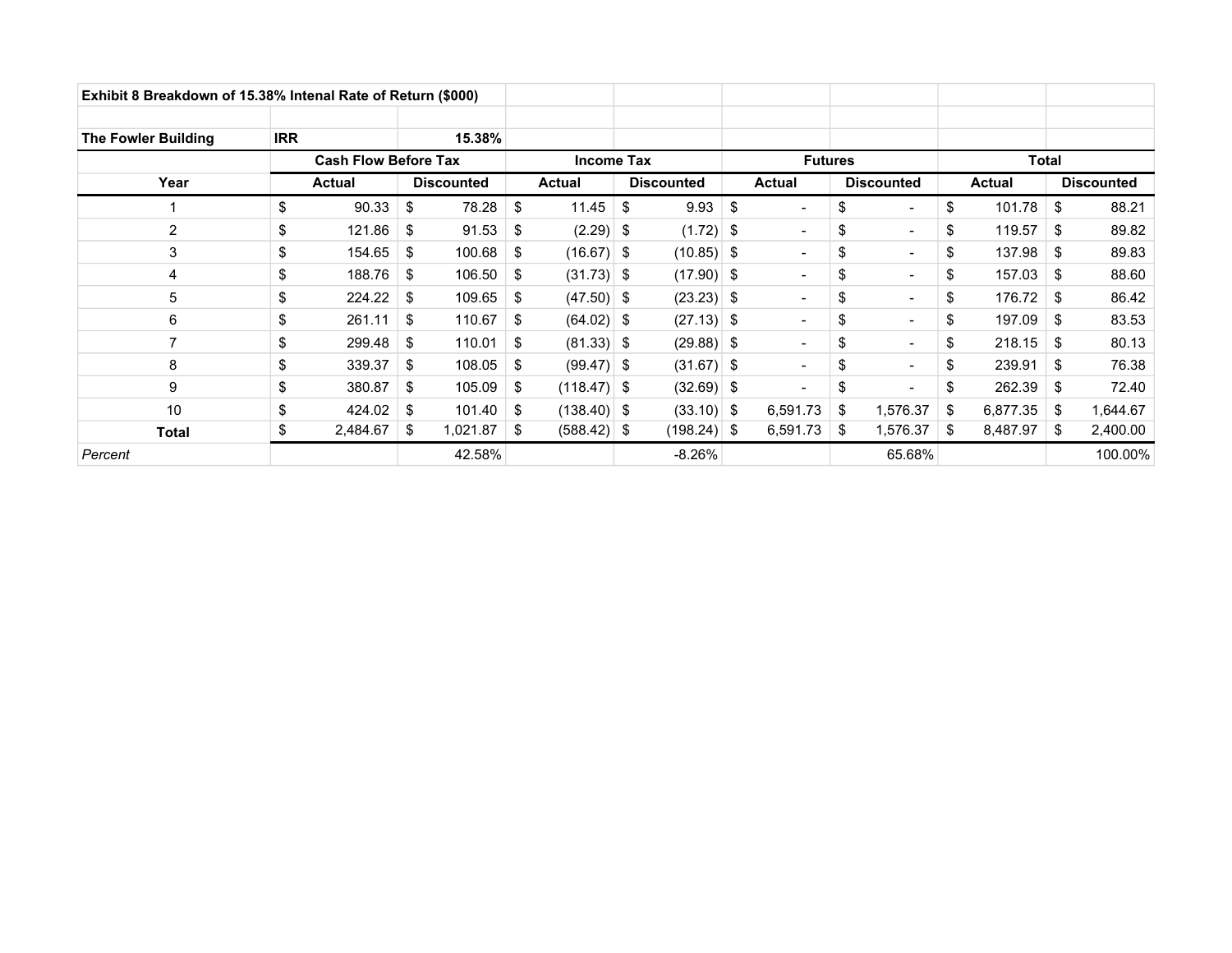**Exhibit 8 Breakdown of 15.38% Intenal Rate of Return ($000)**

| **The Fowler Building** | **IRR** | **15.38%** | | | | | | |
|---|---|---|---|---|---|---|---|---|
| | **Cash Flow Before Tax** | | **Income Tax** | | **Futures** | | **Total** | |
| **Year** | **Actual** | **Discounted** | **Actual** | **Discounted** | **Actual** | **Discounted** | **Actual** | **Discounted** |
| 1 | $ 90.33 | $ 78.28 | $ 11.45 | $ 9.93 | $ - | $ - | $ 101.78 | $ 88.21 |
| 2 | $ 121.86 | $ 91.53 | $ (2.29) | $ (1.72) | $ - | $ - | $ 119.57 | $ 89.82 |
| 3 | $ 154.65 | $ 100.68 | $ (16.67) | $ (10.85) | $ - | $ - | $ 137.98 | $ 89.83 |
| 4 | $ 188.76 | $ 106.50 | $ (31.73) | $ (17.90) | $ - | $ - | $ 157.03 | $ 88.60 |
| 5 | $ 224.22 | $ 109.65 | $ (47.50) | $ (23.23) | $ - | $ - | $ 176.72 | $ 86.42 |
| 6 | $ 261.11 | $ 110.67 | $ (64.02) | $ (27.13) | $ - | $ - | $ 197.09 | $ 83.53 |
| 7 | $ 299.48 | $ 110.01 | $ (81.33) | $ (29.88) | $ - | $ - | $ 218.15 | $ 80.13 |
| 8 | $ 339.37 | $ 108.05 | $ (99.47) | $ (31.67) | $ - | $ - | $ 239.91 | $ 76.38 |
| 9 | $ 380.87 | $ 105.09 | $ (118.47) | $ (32.69) | $ - | $ - | $ 262.39 | $ 72.40 |
| 10 | $ 424.02 | $ 101.40 | $ (138.40) | $ (33.10) | $ 6,591.73 | $ 1,576.37 | $ 6,877.35 | $ 1,644.67 |
| **Total** | $ 2,484.67 | $ 1,021.87 | $ (588.42) | $ (198.24) | $ 6,591.73 | $ 1,576.37 | $ 8,487.97 | $ 2,400.00 |
| *Percent* | | 42.58% | | -8.26% | | 65.68% | | 100.00% |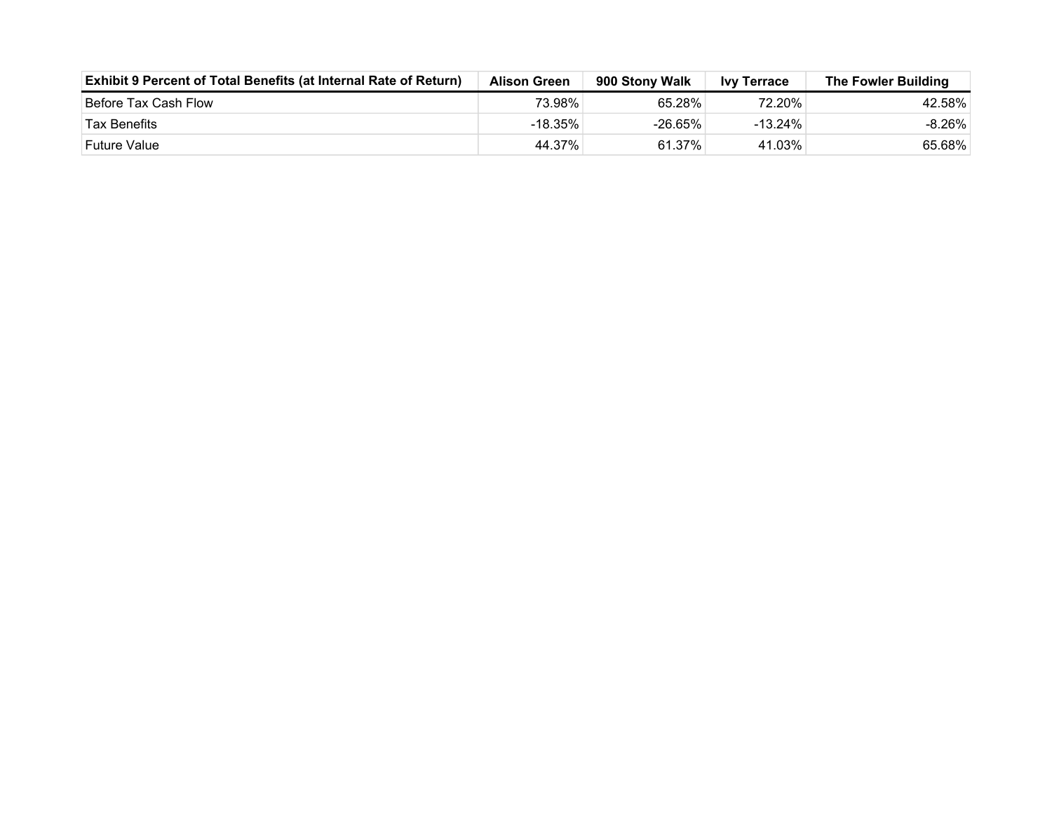| Exhibit 9 Percent of Total Benefits (at Internal Rate of Return) | Alison Green | 900 Stony Walk | Ivy Terrace | The Fowler Building |
|---|---|---|---|---|
| Before Tax Cash Flow | 73.98% | 65.28% | 72.20% | 42.58% |
| Tax Benefits | -18.35% | -26.65% | -13.24% | -8.26% |
| Future Value | 44.37% | 61.37% | 41.03% | 65.68% |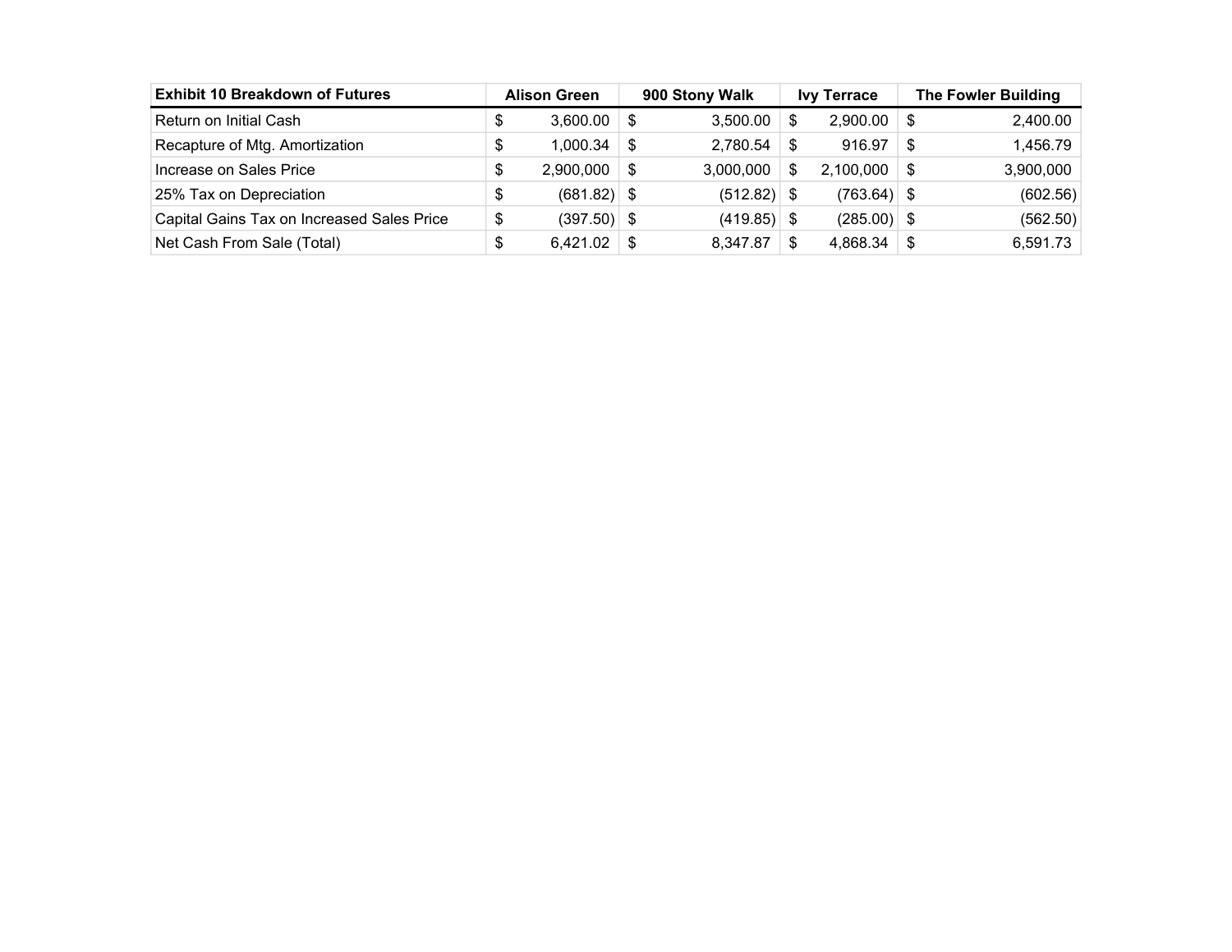| Exhibit 10 Breakdown of Futures | Alison Green | 900 Stony Walk | Ivy Terrace | The Fowler Building |
|---|---|---|---|---|
| Return on Initial Cash | $ 3,600.00 | $ 3,500.00 | $ 2,900.00 | $ 2,400.00 |
| Recapture of Mtg. Amortization | $ 1,000.34 | $ 2,780.54 | $ 916.97 | $ 1,456.79 |
| Increase on Sales Price | $ 2,900,000 | $ 3,000,000 | $ 2,100,000 | $ 3,900,000 |
| 25% Tax on Depreciation | $ (681.82) | $ (512.82) | $ (763.64) | $ (602.56) |
| Capital Gains Tax on Increased Sales Price | $ (397.50) | $ (419.85) | $ (285.00) | $ (562.50) |
| Net Cash From Sale (Total) | $ 6,421.02 | $ 8,347.87 | $ 4,868.34 | $ 6,591.73 |